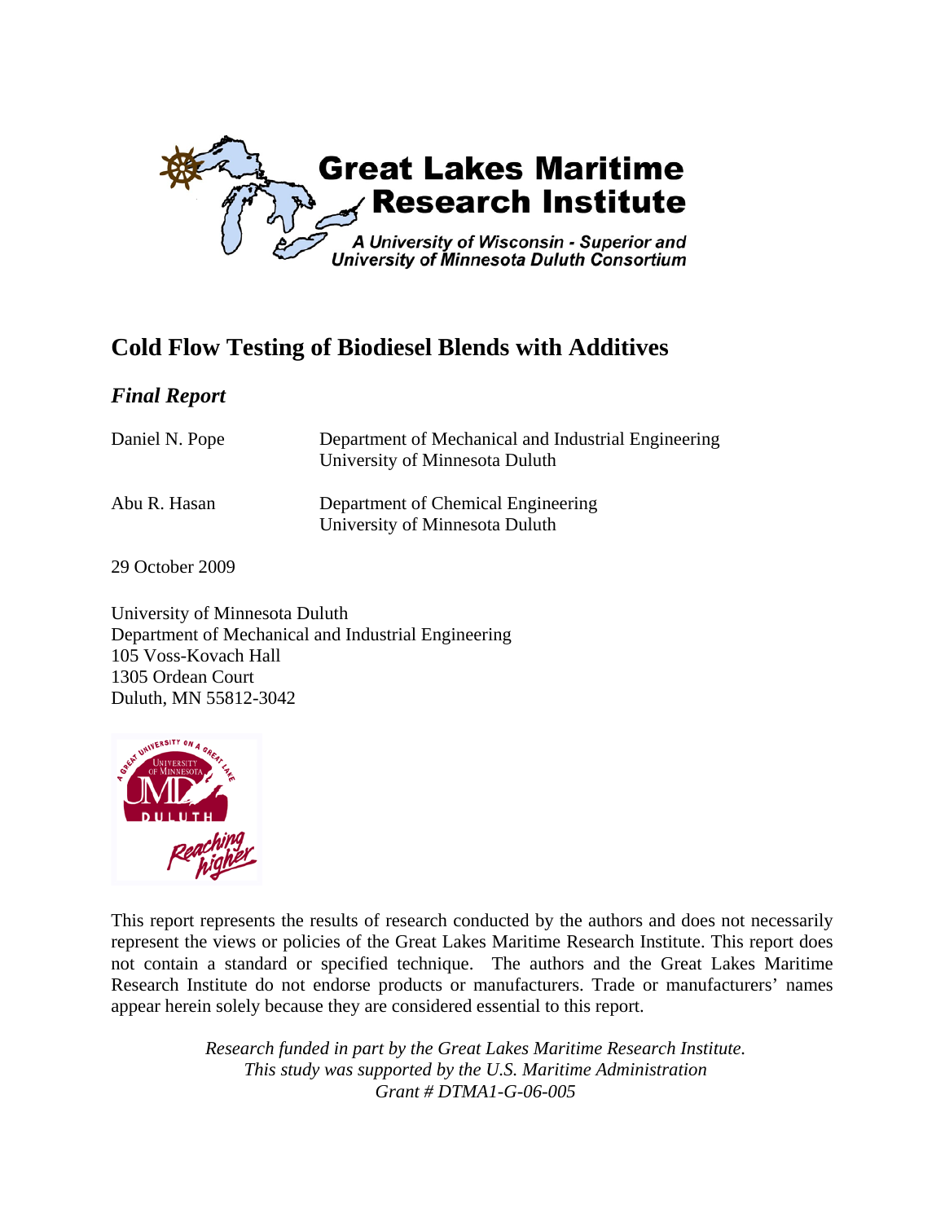Great Lakes Maritime Research Institute

A University of Wisconsin - Superior and University of Minnesota Duluth Consortium

# Cold Flow Testing of Biodiesel Blends with Additives

## *Final Report*

Daniel N. Pope — Department of Mechanical and Industrial Engineering, University of Minnesota Duluth

Abu R. Hasan — Department of Chemical Engineering, University of Minnesota Duluth

29 October 2009

University of Minnesota Duluth
Department of Mechanical and Industrial Engineering
105 Voss-Kovach Hall
1305 Ordean Court
Duluth, MN 55812-3042

This report represents the results of research conducted by the authors and does not necessarily represent the views or policies of the Great Lakes Maritime Research Institute. This report does not contain a standard or specified technique. The authors and the Great Lakes Maritime Research Institute do not endorse products or manufacturers. Trade or manufacturers' names appear herein solely because they are considered essential to this report.

*Research funded in part by the Great Lakes Maritime Research Institute.*
*This study was supported by the U.S. Maritime Administration*
*Grant # DTMA1-G-06-005*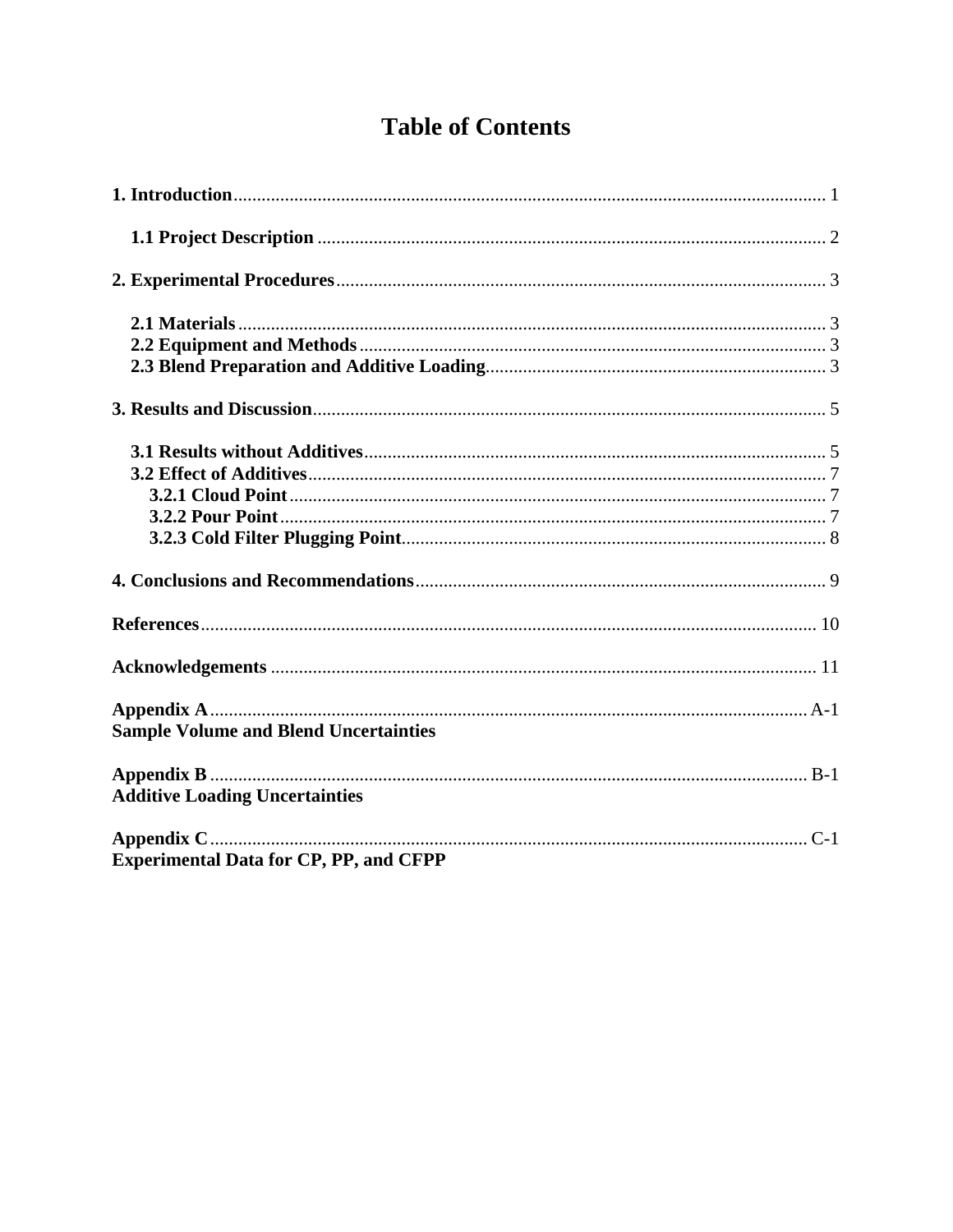# Table of Contents

**1. Introduction** .......... 1

  **1.1 Project Description** .......... 2

**2. Experimental Procedures** .......... 3

  **2.1 Materials** .......... 3
  **2.2 Equipment and Methods** .......... 3
  **2.3 Blend Preparation and Additive Loading** .......... 3

**3. Results and Discussion** .......... 5

  **3.1 Results without Additives** .......... 5
  **3.2 Effect of Additives** .......... 7
    **3.2.1 Cloud Point** .......... 7
    **3.2.2 Pour Point** .......... 7
    **3.2.3 Cold Filter Plugging Point** .......... 8

**4. Conclusions and Recommendations** .......... 9

**References** .......... 10

**Acknowledgements** .......... 11

**Appendix A** .......... A-1
**Sample Volume and Blend Uncertainties**

**Appendix B** .......... B-1
**Additive Loading Uncertainties**

**Appendix C** .......... C-1
**Experimental Data for CP, PP, and CFPP**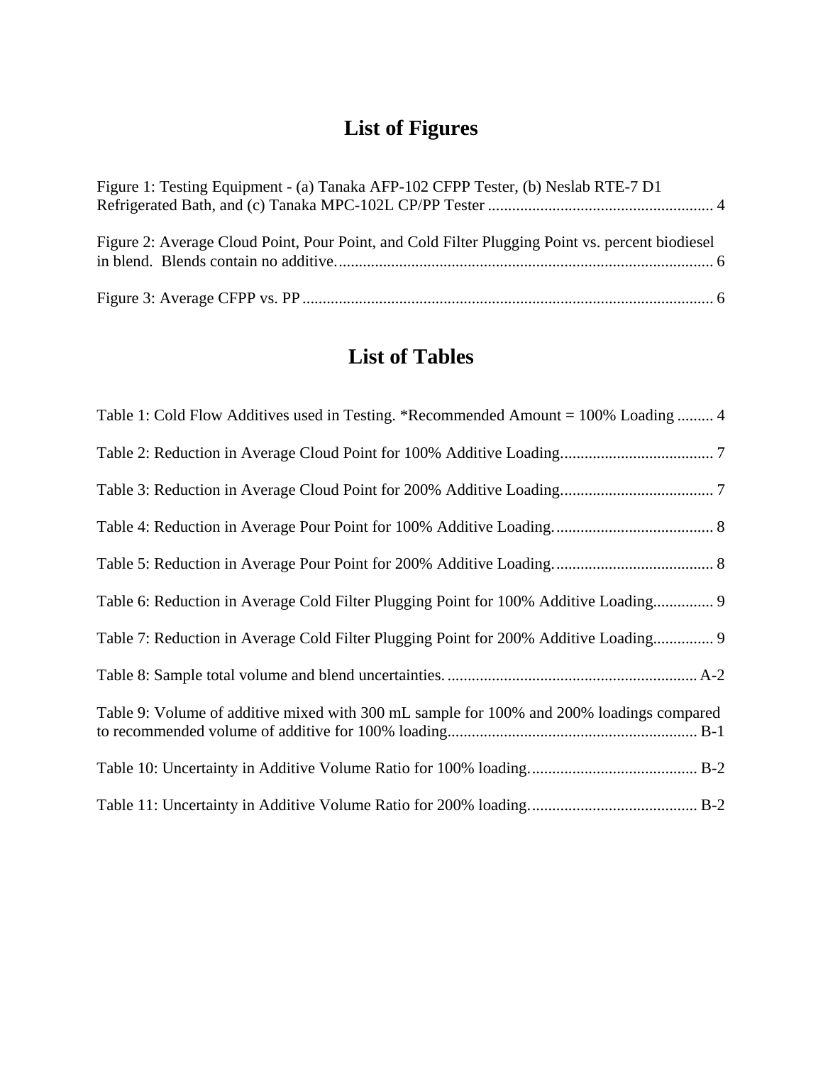# List of Figures

Figure 1: Testing Equipment - (a) Tanaka AFP-102 CFPP Tester, (b) Neslab RTE-7 D1 Refrigerated Bath, and (c) Tanaka MPC-102L CP/PP Tester ........................................................ 4

Figure 2: Average Cloud Point, Pour Point, and Cold Filter Plugging Point vs. percent biodiesel in blend. Blends contain no additive. ............................................................................................ 6

Figure 3: Average CFPP vs. PP ...................................................................................................... 6

# List of Tables

Table 1: Cold Flow Additives used in Testing. *Recommended Amount = 100% Loading ......... 4

Table 2: Reduction in Average Cloud Point for 100% Additive Loading...................................... 7

Table 3: Reduction in Average Cloud Point for 200% Additive Loading...................................... 7

Table 4: Reduction in Average Pour Point for 100% Additive Loading. ....................................... 8

Table 5: Reduction in Average Pour Point for 200% Additive Loading. ....................................... 8

Table 6: Reduction in Average Cold Filter Plugging Point for 100% Additive Loading............... 9

Table 7: Reduction in Average Cold Filter Plugging Point for 200% Additive Loading............... 9

Table 8: Sample total volume and blend uncertainties. .............................................................. A-2

Table 9: Volume of additive mixed with 300 mL sample for 100% and 200% loadings compared to recommended volume of additive for 100% loading.............................................................. B-1

Table 10: Uncertainty in Additive Volume Ratio for 100% loading. ......................................... B-2

Table 11: Uncertainty in Additive Volume Ratio for 200% loading. ......................................... B-2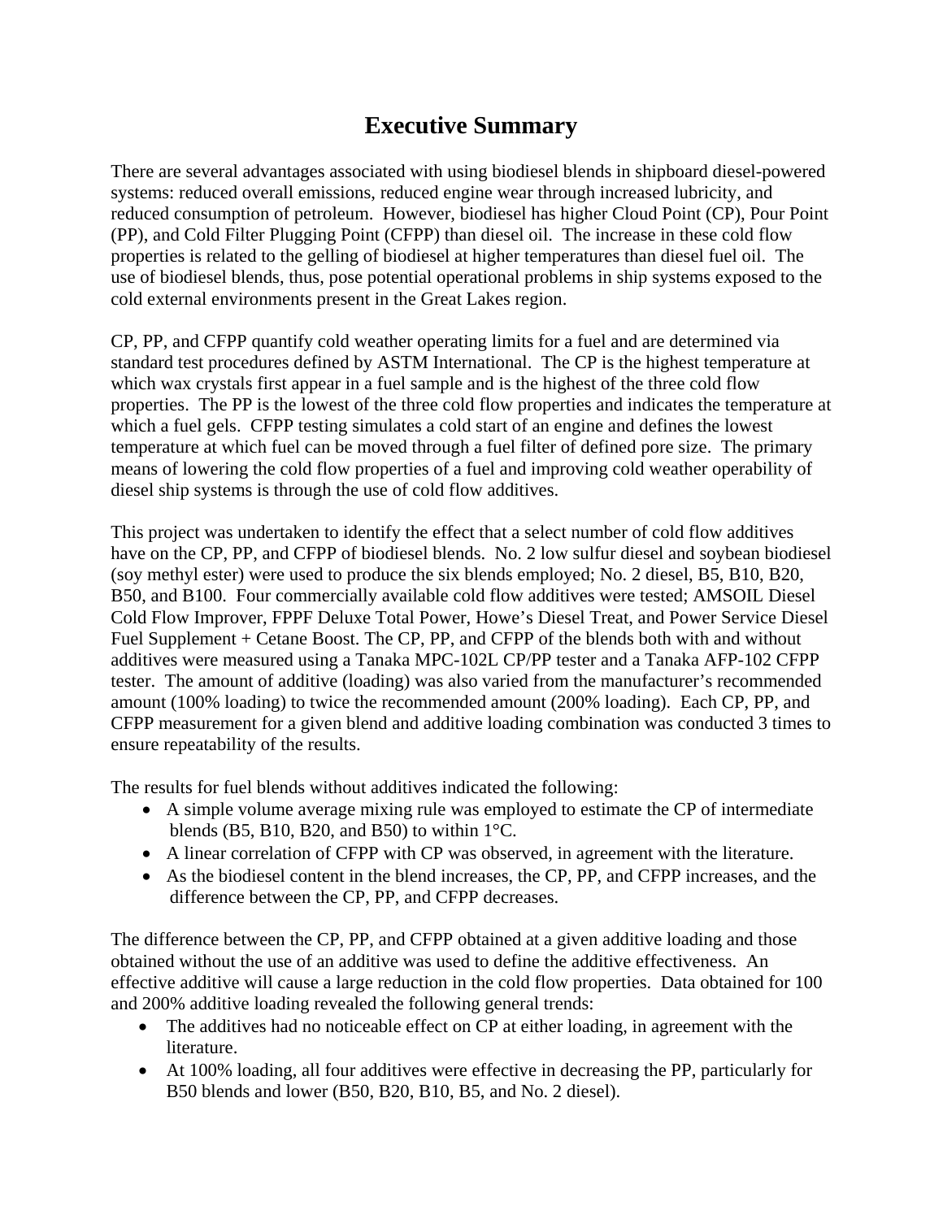# Executive Summary

There are several advantages associated with using biodiesel blends in shipboard diesel-powered systems: reduced overall emissions, reduced engine wear through increased lubricity, and reduced consumption of petroleum. However, biodiesel has higher Cloud Point (CP), Pour Point (PP), and Cold Filter Plugging Point (CFPP) than diesel oil. The increase in these cold flow properties is related to the gelling of biodiesel at higher temperatures than diesel fuel oil. The use of biodiesel blends, thus, pose potential operational problems in ship systems exposed to the cold external environments present in the Great Lakes region.

CP, PP, and CFPP quantify cold weather operating limits for a fuel and are determined via standard test procedures defined by ASTM International. The CP is the highest temperature at which wax crystals first appear in a fuel sample and is the highest of the three cold flow properties. The PP is the lowest of the three cold flow properties and indicates the temperature at which a fuel gels. CFPP testing simulates a cold start of an engine and defines the lowest temperature at which fuel can be moved through a fuel filter of defined pore size. The primary means of lowering the cold flow properties of a fuel and improving cold weather operability of diesel ship systems is through the use of cold flow additives.

This project was undertaken to identify the effect that a select number of cold flow additives have on the CP, PP, and CFPP of biodiesel blends. No. 2 low sulfur diesel and soybean biodiesel (soy methyl ester) were used to produce the six blends employed; No. 2 diesel, B5, B10, B20, B50, and B100. Four commercially available cold flow additives were tested; AMSOIL Diesel Cold Flow Improver, FPPF Deluxe Total Power, Howe's Diesel Treat, and Power Service Diesel Fuel Supplement + Cetane Boost. The CP, PP, and CFPP of the blends both with and without additives were measured using a Tanaka MPC-102L CP/PP tester and a Tanaka AFP-102 CFPP tester. The amount of additive (loading) was also varied from the manufacturer's recommended amount (100% loading) to twice the recommended amount (200% loading). Each CP, PP, and CFPP measurement for a given blend and additive loading combination was conducted 3 times to ensure repeatability of the results.

The results for fuel blends without additives indicated the following:

- A simple volume average mixing rule was employed to estimate the CP of intermediate blends (B5, B10, B20, and B50) to within 1°C.
- A linear correlation of CFPP with CP was observed, in agreement with the literature.
- As the biodiesel content in the blend increases, the CP, PP, and CFPP increases, and the difference between the CP, PP, and CFPP decreases.

The difference between the CP, PP, and CFPP obtained at a given additive loading and those obtained without the use of an additive was used to define the additive effectiveness. An effective additive will cause a large reduction in the cold flow properties. Data obtained for 100 and 200% additive loading revealed the following general trends:

- The additives had no noticeable effect on CP at either loading, in agreement with the literature.
- At 100% loading, all four additives were effective in decreasing the PP, particularly for B50 blends and lower (B50, B20, B10, B5, and No. 2 diesel).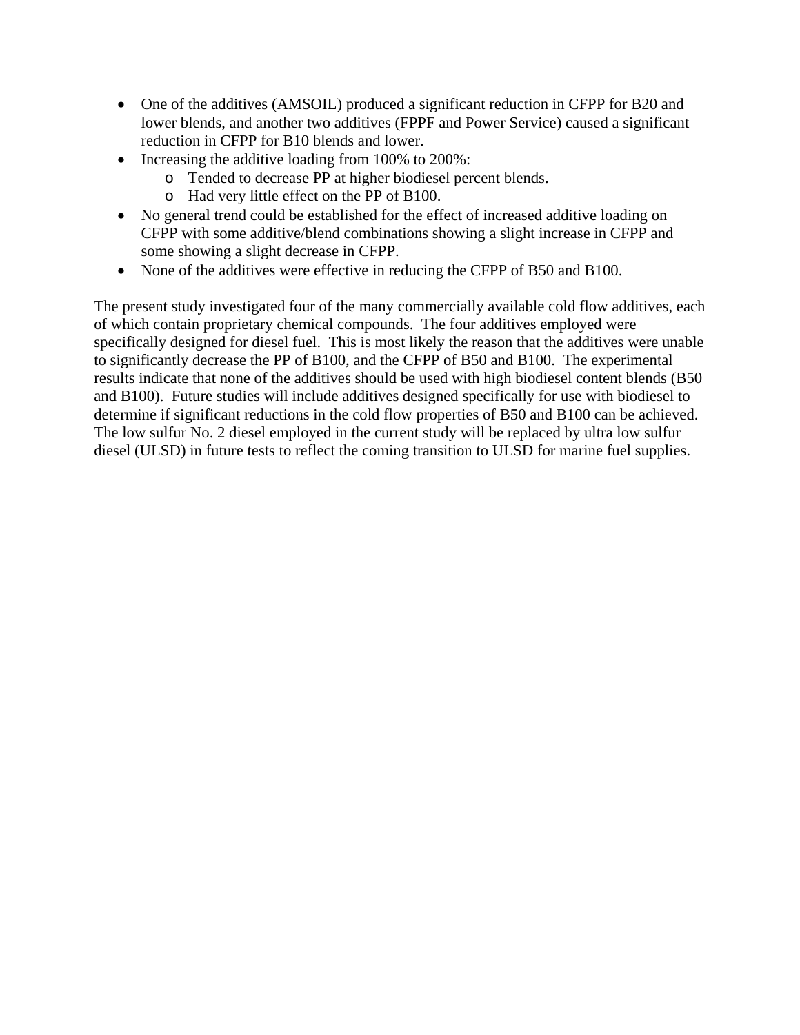- One of the additives (AMSOIL) produced a significant reduction in CFPP for B20 and lower blends, and another two additives (FPPF and Power Service) caused a significant reduction in CFPP for B10 blends and lower.
- Increasing the additive loading from 100% to 200%:
  - Tended to decrease PP at higher biodiesel percent blends.
  - Had very little effect on the PP of B100.
- No general trend could be established for the effect of increased additive loading on CFPP with some additive/blend combinations showing a slight increase in CFPP and some showing a slight decrease in CFPP.
- None of the additives were effective in reducing the CFPP of B50 and B100.

The present study investigated four of the many commercially available cold flow additives, each of which contain proprietary chemical compounds. The four additives employed were specifically designed for diesel fuel. This is most likely the reason that the additives were unable to significantly decrease the PP of B100, and the CFPP of B50 and B100. The experimental results indicate that none of the additives should be used with high biodiesel content blends (B50 and B100). Future studies will include additives designed specifically for use with biodiesel to determine if significant reductions in the cold flow properties of B50 and B100 can be achieved. The low sulfur No. 2 diesel employed in the current study will be replaced by ultra low sulfur diesel (ULSD) in future tests to reflect the coming transition to ULSD for marine fuel supplies.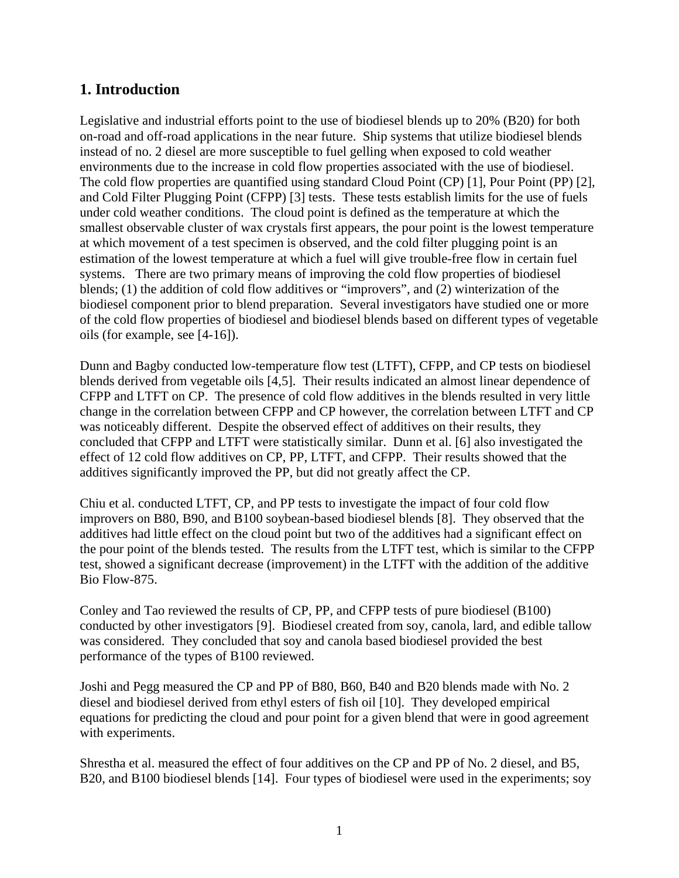## 1. Introduction

Legislative and industrial efforts point to the use of biodiesel blends up to 20% (B20) for both on-road and off-road applications in the near future. Ship systems that utilize biodiesel blends instead of no. 2 diesel are more susceptible to fuel gelling when exposed to cold weather environments due to the increase in cold flow properties associated with the use of biodiesel. The cold flow properties are quantified using standard Cloud Point (CP) [1], Pour Point (PP) [2], and Cold Filter Plugging Point (CFPP) [3] tests. These tests establish limits for the use of fuels under cold weather conditions. The cloud point is defined as the temperature at which the smallest observable cluster of wax crystals first appears, the pour point is the lowest temperature at which movement of a test specimen is observed, and the cold filter plugging point is an estimation of the lowest temperature at which a fuel will give trouble-free flow in certain fuel systems. There are two primary means of improving the cold flow properties of biodiesel blends; (1) the addition of cold flow additives or "improvers", and (2) winterization of the biodiesel component prior to blend preparation. Several investigators have studied one or more of the cold flow properties of biodiesel and biodiesel blends based on different types of vegetable oils (for example, see [4-16]).

Dunn and Bagby conducted low-temperature flow test (LTFT), CFPP, and CP tests on biodiesel blends derived from vegetable oils [4,5]. Their results indicated an almost linear dependence of CFPP and LTFT on CP. The presence of cold flow additives in the blends resulted in very little change in the correlation between CFPP and CP however, the correlation between LTFT and CP was noticeably different. Despite the observed effect of additives on their results, they concluded that CFPP and LTFT were statistically similar. Dunn et al. [6] also investigated the effect of 12 cold flow additives on CP, PP, LTFT, and CFPP. Their results showed that the additives significantly improved the PP, but did not greatly affect the CP.

Chiu et al. conducted LTFT, CP, and PP tests to investigate the impact of four cold flow improvers on B80, B90, and B100 soybean-based biodiesel blends [8]. They observed that the additives had little effect on the cloud point but two of the additives had a significant effect on the pour point of the blends tested. The results from the LTFT test, which is similar to the CFPP test, showed a significant decrease (improvement) in the LTFT with the addition of the additive Bio Flow-875.

Conley and Tao reviewed the results of CP, PP, and CFPP tests of pure biodiesel (B100) conducted by other investigators [9]. Biodiesel created from soy, canola, lard, and edible tallow was considered. They concluded that soy and canola based biodiesel provided the best performance of the types of B100 reviewed.

Joshi and Pegg measured the CP and PP of B80, B60, B40 and B20 blends made with No. 2 diesel and biodiesel derived from ethyl esters of fish oil [10]. They developed empirical equations for predicting the cloud and pour point for a given blend that were in good agreement with experiments.

Shrestha et al. measured the effect of four additives on the CP and PP of No. 2 diesel, and B5, B20, and B100 biodiesel blends [14]. Four types of biodiesel were used in the experiments; soy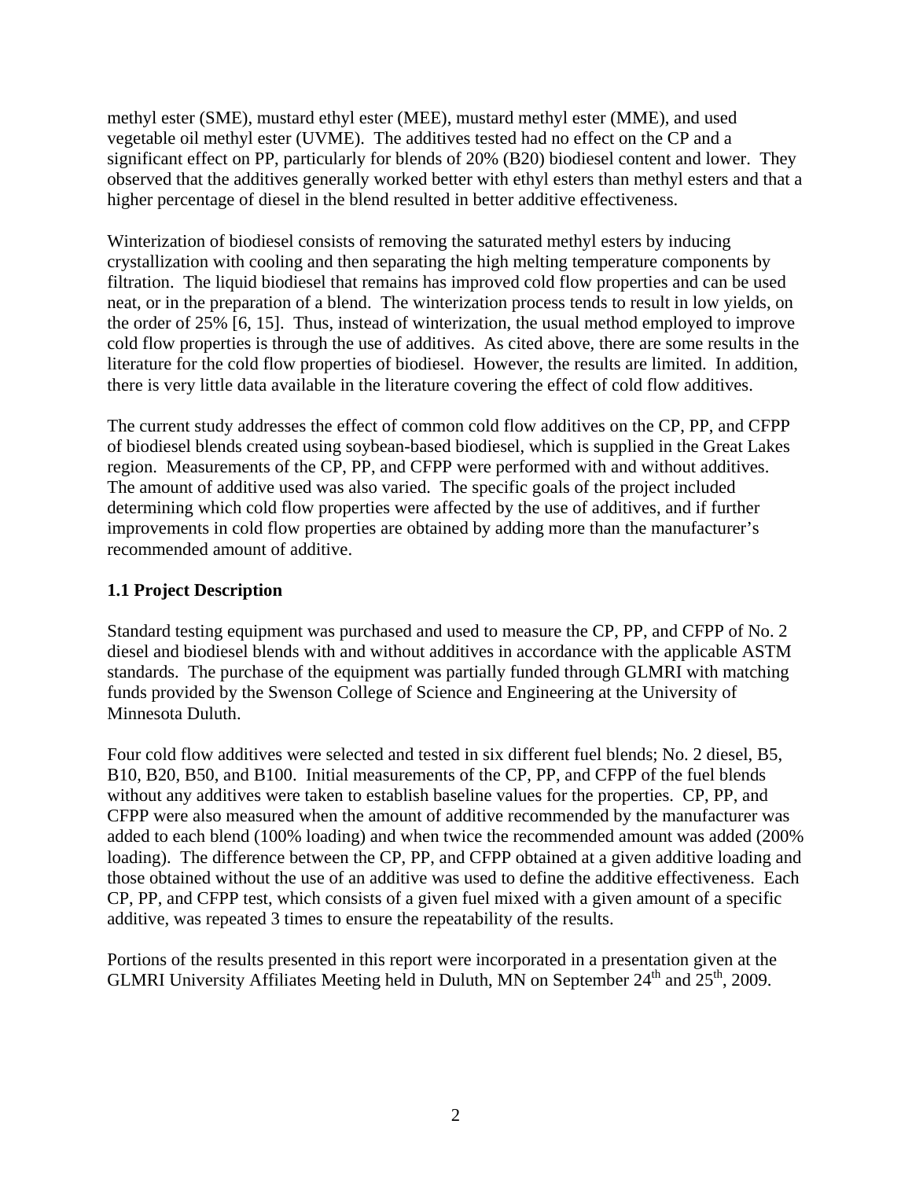methyl ester (SME), mustard ethyl ester (MEE), mustard methyl ester (MME), and used vegetable oil methyl ester (UVME). The additives tested had no effect on the CP and a significant effect on PP, particularly for blends of 20% (B20) biodiesel content and lower. They observed that the additives generally worked better with ethyl esters than methyl esters and that a higher percentage of diesel in the blend resulted in better additive effectiveness.

Winterization of biodiesel consists of removing the saturated methyl esters by inducing crystallization with cooling and then separating the high melting temperature components by filtration. The liquid biodiesel that remains has improved cold flow properties and can be used neat, or in the preparation of a blend. The winterization process tends to result in low yields, on the order of 25% [6, 15]. Thus, instead of winterization, the usual method employed to improve cold flow properties is through the use of additives. As cited above, there are some results in the literature for the cold flow properties of biodiesel. However, the results are limited. In addition, there is very little data available in the literature covering the effect of cold flow additives.

The current study addresses the effect of common cold flow additives on the CP, PP, and CFPP of biodiesel blends created using soybean-based biodiesel, which is supplied in the Great Lakes region. Measurements of the CP, PP, and CFPP were performed with and without additives. The amount of additive used was also varied. The specific goals of the project included determining which cold flow properties were affected by the use of additives, and if further improvements in cold flow properties are obtained by adding more than the manufacturer's recommended amount of additive.

### 1.1 Project Description

Standard testing equipment was purchased and used to measure the CP, PP, and CFPP of No. 2 diesel and biodiesel blends with and without additives in accordance with the applicable ASTM standards. The purchase of the equipment was partially funded through GLMRI with matching funds provided by the Swenson College of Science and Engineering at the University of Minnesota Duluth.

Four cold flow additives were selected and tested in six different fuel blends; No. 2 diesel, B5, B10, B20, B50, and B100. Initial measurements of the CP, PP, and CFPP of the fuel blends without any additives were taken to establish baseline values for the properties. CP, PP, and CFPP were also measured when the amount of additive recommended by the manufacturer was added to each blend (100% loading) and when twice the recommended amount was added (200% loading). The difference between the CP, PP, and CFPP obtained at a given additive loading and those obtained without the use of an additive was used to define the additive effectiveness. Each CP, PP, and CFPP test, which consists of a given fuel mixed with a given amount of a specific additive, was repeated 3 times to ensure the repeatability of the results.

Portions of the results presented in this report were incorporated in a presentation given at the GLMRI University Affiliates Meeting held in Duluth, MN on September 24th and 25th, 2009.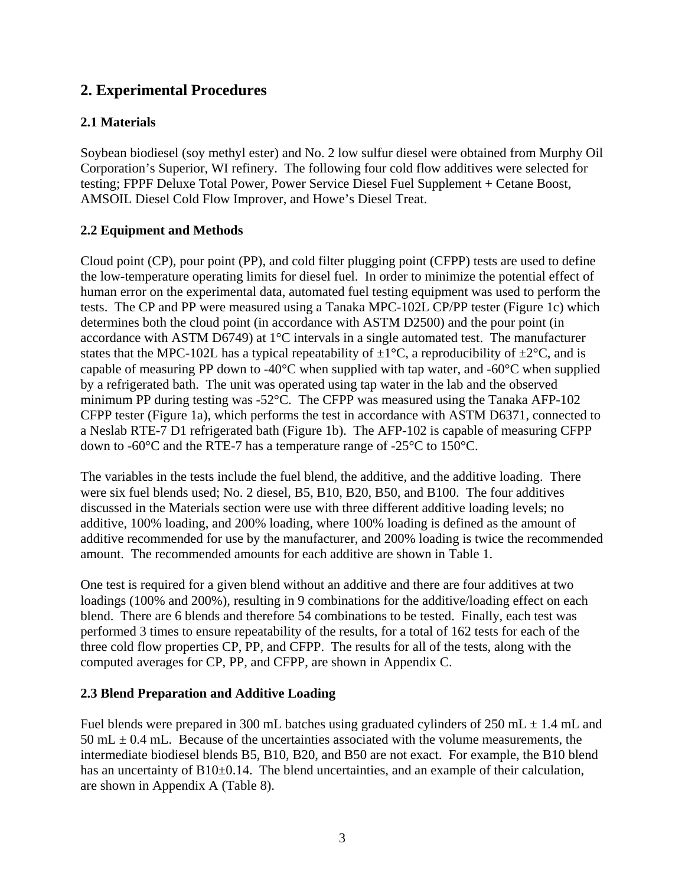## 2. Experimental Procedures

### 2.1 Materials

Soybean biodiesel (soy methyl ester) and No. 2 low sulfur diesel were obtained from Murphy Oil Corporation's Superior, WI refinery. The following four cold flow additives were selected for testing; FPPF Deluxe Total Power, Power Service Diesel Fuel Supplement + Cetane Boost, AMSOIL Diesel Cold Flow Improver, and Howe's Diesel Treat.

### 2.2 Equipment and Methods

Cloud point (CP), pour point (PP), and cold filter plugging point (CFPP) tests are used to define the low-temperature operating limits for diesel fuel. In order to minimize the potential effect of human error on the experimental data, automated fuel testing equipment was used to perform the tests. The CP and PP were measured using a Tanaka MPC-102L CP/PP tester (Figure 1c) which determines both the cloud point (in accordance with ASTM D2500) and the pour point (in accordance with ASTM D6749) at 1°C intervals in a single automated test. The manufacturer states that the MPC-102L has a typical repeatability of ±1°C, a reproducibility of ±2°C, and is capable of measuring PP down to -40°C when supplied with tap water, and -60°C when supplied by a refrigerated bath. The unit was operated using tap water in the lab and the observed minimum PP during testing was -52°C. The CFPP was measured using the Tanaka AFP-102 CFPP tester (Figure 1a), which performs the test in accordance with ASTM D6371, connected to a Neslab RTE-7 D1 refrigerated bath (Figure 1b). The AFP-102 is capable of measuring CFPP down to -60°C and the RTE-7 has a temperature range of -25°C to 150°C.

The variables in the tests include the fuel blend, the additive, and the additive loading. There were six fuel blends used; No. 2 diesel, B5, B10, B20, B50, and B100. The four additives discussed in the Materials section were use with three different additive loading levels; no additive, 100% loading, and 200% loading, where 100% loading is defined as the amount of additive recommended for use by the manufacturer, and 200% loading is twice the recommended amount. The recommended amounts for each additive are shown in Table 1.

One test is required for a given blend without an additive and there are four additives at two loadings (100% and 200%), resulting in 9 combinations for the additive/loading effect on each blend. There are 6 blends and therefore 54 combinations to be tested. Finally, each test was performed 3 times to ensure repeatability of the results, for a total of 162 tests for each of the three cold flow properties CP, PP, and CFPP. The results for all of the tests, along with the computed averages for CP, PP, and CFPP, are shown in Appendix C.

### 2.3 Blend Preparation and Additive Loading

Fuel blends were prepared in 300 mL batches using graduated cylinders of 250 mL ± 1.4 mL and 50 mL ± 0.4 mL. Because of the uncertainties associated with the volume measurements, the intermediate biodiesel blends B5, B10, B20, and B50 are not exact. For example, the B10 blend has an uncertainty of B10±0.14. The blend uncertainties, and an example of their calculation, are shown in Appendix A (Table 8).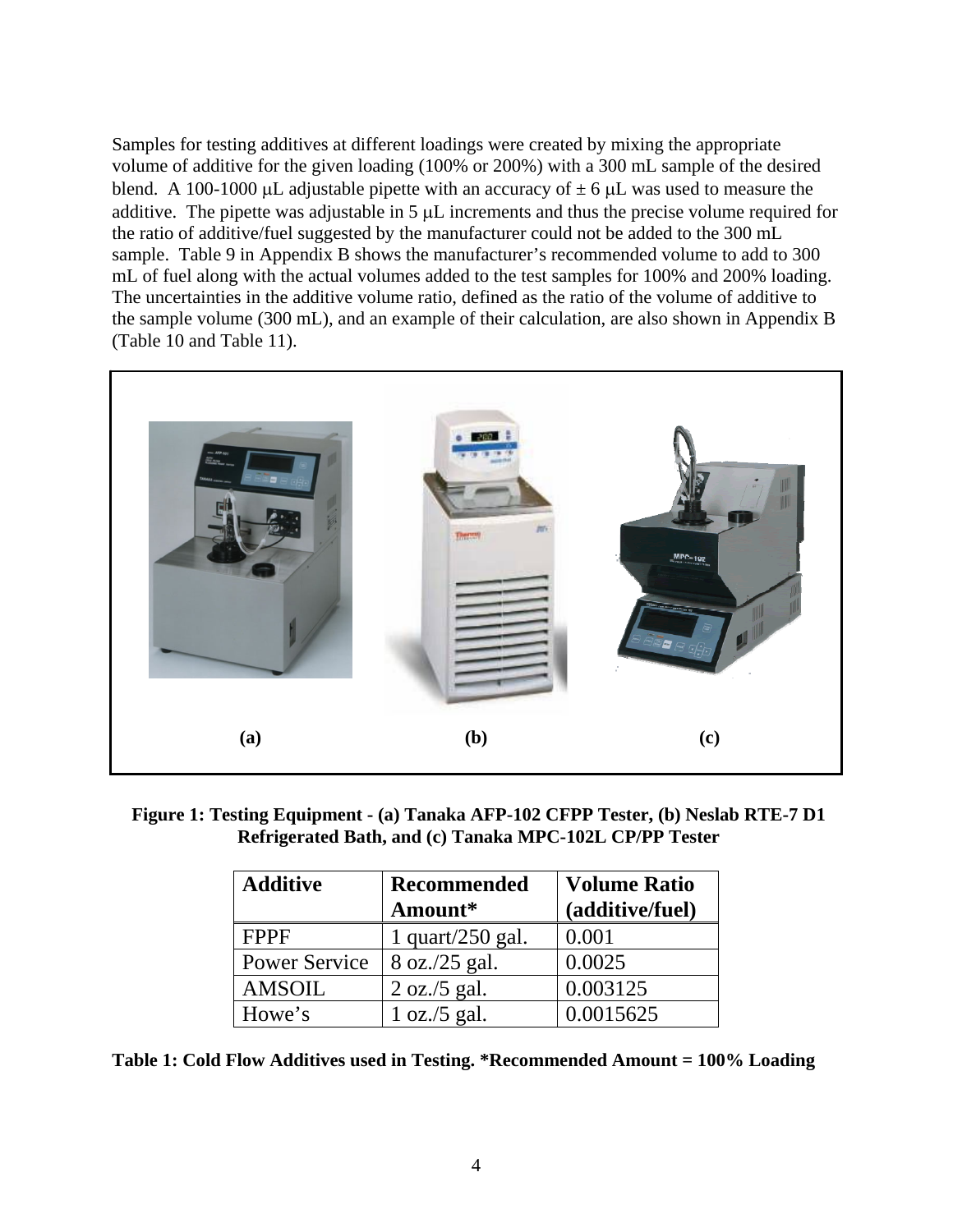Samples for testing additives at different loadings were created by mixing the appropriate volume of additive for the given loading (100% or 200%) with a 300 mL sample of the desired blend. A 100-1000 μL adjustable pipette with an accuracy of ± 6 μL was used to measure the additive. The pipette was adjustable in 5 μL increments and thus the precise volume required for the ratio of additive/fuel suggested by the manufacturer could not be added to the 300 mL sample. Table 9 in Appendix B shows the manufacturer's recommended volume to add to 300 mL of fuel along with the actual volumes added to the test samples for 100% and 200% loading. The uncertainties in the additive volume ratio, defined as the ratio of the volume of additive to the sample volume (300 mL), and an example of their calculation, are also shown in Appendix B (Table 10 and Table 11).

(a) (b) (c)

**Figure 1: Testing Equipment - (a) Tanaka AFP-102 CFPP Tester, (b) Neslab RTE-7 D1 Refrigerated Bath, and (c) Tanaka MPC-102L CP/PP Tester**

| Additive | Recommended Amount* | Volume Ratio (additive/fuel) |
|---|---|---|
| FPPF | 1 quart/250 gal. | 0.001 |
| Power Service | 8 oz./25 gal. | 0.0025 |
| AMSOIL | 2 oz./5 gal. | 0.003125 |
| Howe's | 1 oz./5 gal. | 0.0015625 |

**Table 1: Cold Flow Additives used in Testing. *Recommended Amount = 100% Loading**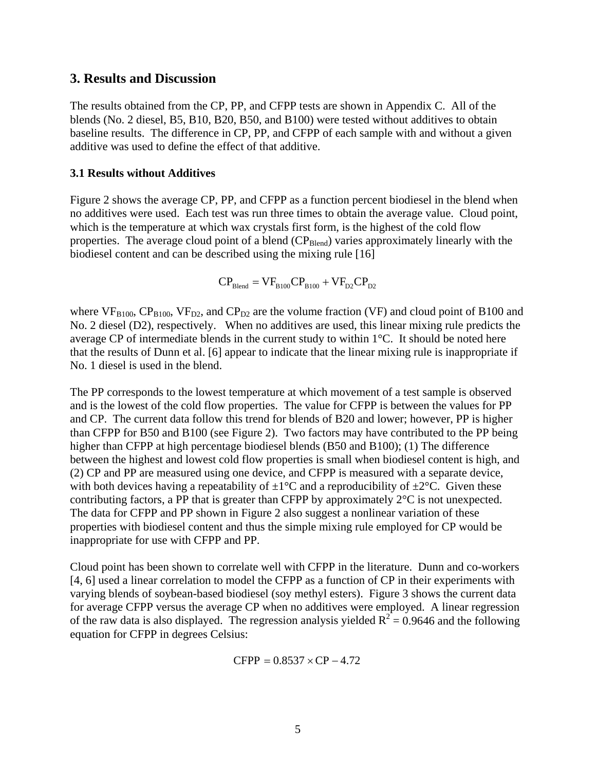## 3. Results and Discussion

The results obtained from the CP, PP, and CFPP tests are shown in Appendix C. All of the blends (No. 2 diesel, B5, B10, B20, B50, and B100) were tested without additives to obtain baseline results. The difference in CP, PP, and CFPP of each sample with and without a given additive was used to define the effect of that additive.

### 3.1 Results without Additives

Figure 2 shows the average CP, PP, and CFPP as a function percent biodiesel in the blend when no additives were used. Each test was run three times to obtain the average value. Cloud point, which is the temperature at which wax crystals first form, is the highest of the cold flow properties. The average cloud point of a blend ($CP_{Blend}$) varies approximately linearly with the biodiesel content and can be described using the mixing rule [16]

$$CP_{Blend} = VF_{B100}CP_{B100} + VF_{D2}CP_{D2}$$

where $VF_{B100}$, $CP_{B100}$, $VF_{D2}$, and $CP_{D2}$ are the volume fraction (VF) and cloud point of B100 and No. 2 diesel (D2), respectively. When no additives are used, this linear mixing rule predicts the average CP of intermediate blends in the current study to within 1°C. It should be noted here that the results of Dunn et al. [6] appear to indicate that the linear mixing rule is inappropriate if No. 1 diesel is used in the blend.

The PP corresponds to the lowest temperature at which movement of a test sample is observed and is the lowest of the cold flow properties. The value for CFPP is between the values for PP and CP. The current data follow this trend for blends of B20 and lower; however, PP is higher than CFPP for B50 and B100 (see Figure 2). Two factors may have contributed to the PP being higher than CFPP at high percentage biodiesel blends (B50 and B100); (1) The difference between the highest and lowest cold flow properties is small when biodiesel content is high, and (2) CP and PP are measured using one device, and CFPP is measured with a separate device, with both devices having a repeatability of ±1°C and a reproducibility of ±2°C. Given these contributing factors, a PP that is greater than CFPP by approximately 2°C is not unexpected. The data for CFPP and PP shown in Figure 2 also suggest a nonlinear variation of these properties with biodiesel content and thus the simple mixing rule employed for CP would be inappropriate for use with CFPP and PP.

Cloud point has been shown to correlate well with CFPP in the literature. Dunn and co-workers [4, 6] used a linear correlation to model the CFPP as a function of CP in their experiments with varying blends of soybean-based biodiesel (soy methyl esters). Figure 3 shows the current data for average CFPP versus the average CP when no additives were employed. A linear regression of the raw data is also displayed. The regression analysis yielded $R^2 = 0.9646$ and the following equation for CFPP in degrees Celsius:

$$CFPP = 0.8537 \times CP - 4.72$$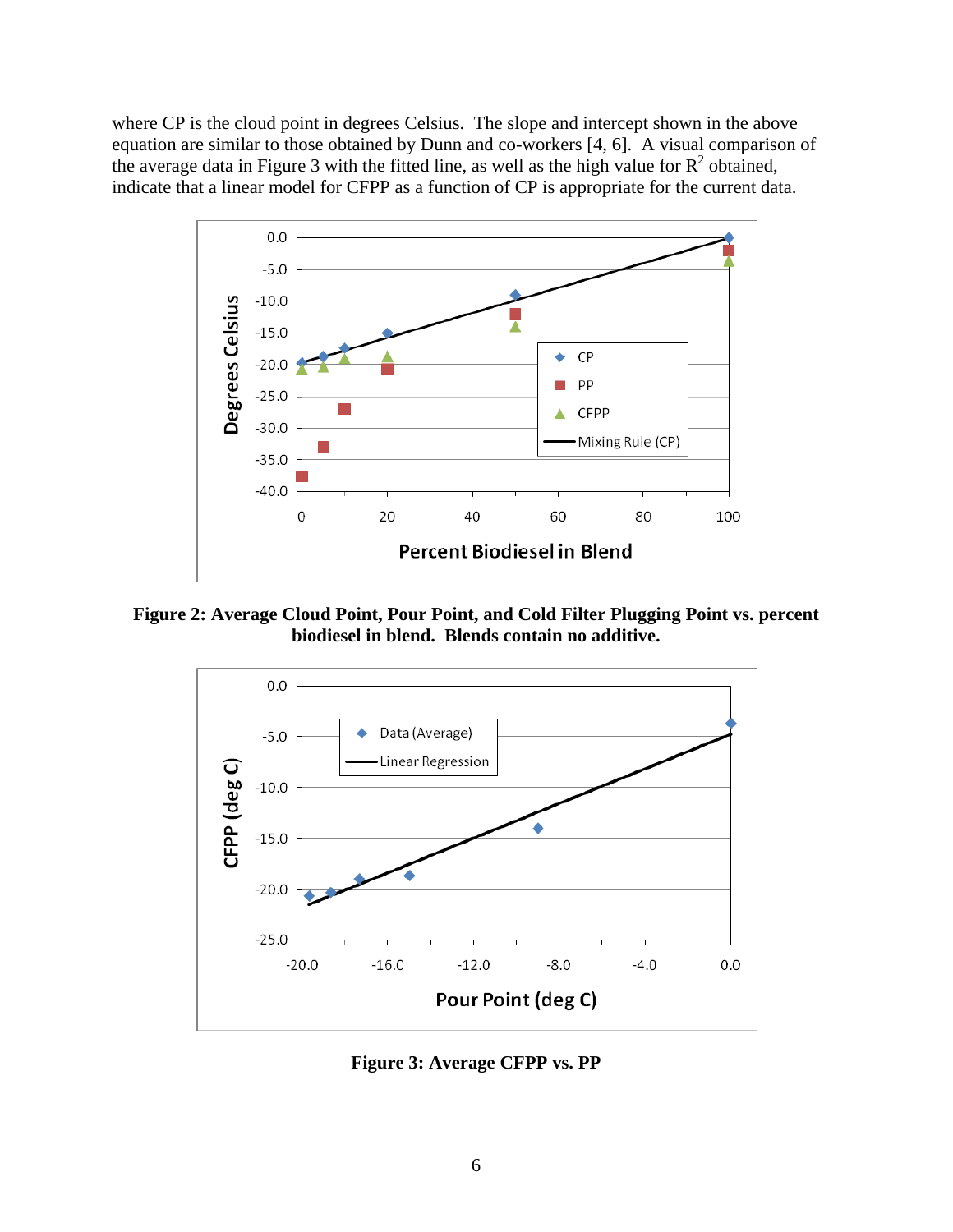where CP is the cloud point in degrees Celsius. The slope and intercept shown in the above equation are similar to those obtained by Dunn and co-workers [4, 6]. A visual comparison of the average data in Figure 3 with the fitted line, as well as the high value for $R^2$ obtained, indicate that a linear model for CFPP as a function of CP is appropriate for the current data.

**Figure 2: Average Cloud Point, Pour Point, and Cold Filter Plugging Point vs. percent biodiesel in blend. Blends contain no additive.**

**Figure 3: Average CFPP vs. PP**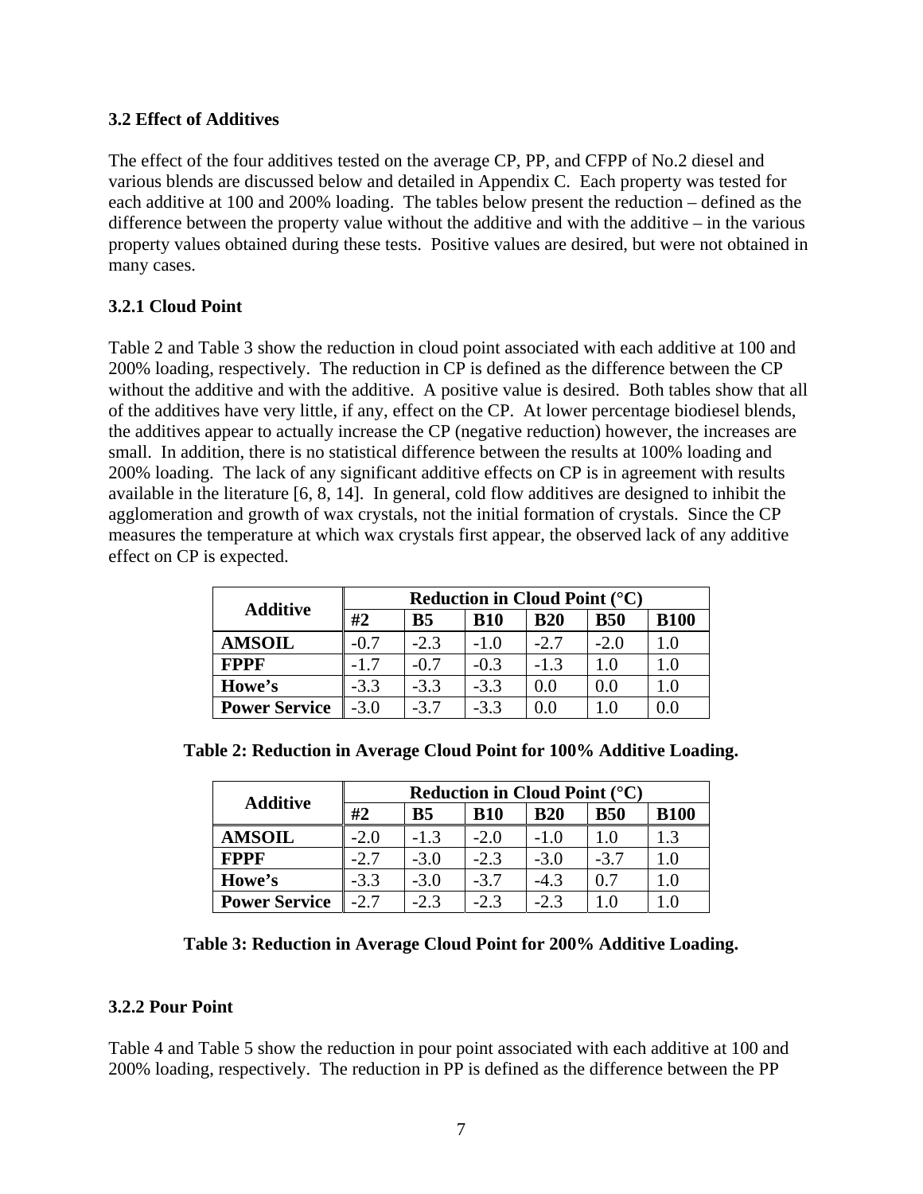### 3.2 Effect of Additives

The effect of the four additives tested on the average CP, PP, and CFPP of No.2 diesel and various blends are discussed below and detailed in Appendix C. Each property was tested for each additive at 100 and 200% loading. The tables below present the reduction – defined as the difference between the property value without the additive and with the additive – in the various property values obtained during these tests. Positive values are desired, but were not obtained in many cases.

### 3.2.1 Cloud Point

Table 2 and Table 3 show the reduction in cloud point associated with each additive at 100 and 200% loading, respectively. The reduction in CP is defined as the difference between the CP without the additive and with the additive. A positive value is desired. Both tables show that all of the additives have very little, if any, effect on the CP. At lower percentage biodiesel blends, the additives appear to actually increase the CP (negative reduction) however, the increases are small. In addition, there is no statistical difference between the results at 100% loading and 200% loading. The lack of any significant additive effects on CP is in agreement with results available in the literature [6, 8, 14]. In general, cold flow additives are designed to inhibit the agglomeration and growth of wax crystals, not the initial formation of crystals. Since the CP measures the temperature at which wax crystals first appear, the observed lack of any additive effect on CP is expected.

| Additive | Reduction in Cloud Point (°C) | | | | | |
|---|---|---|---|---|---|---|
| | #2 | B5 | B10 | B20 | B50 | B100 |
| AMSOIL | -0.7 | -2.3 | -1.0 | -2.7 | -2.0 | 1.0 |
| FPPF | -1.7 | -0.7 | -0.3 | -1.3 | 1.0 | 1.0 |
| Howe's | -3.3 | -3.3 | -3.3 | 0.0 | 0.0 | 1.0 |
| Power Service | -3.0 | -3.7 | -3.3 | 0.0 | 1.0 | 0.0 |

**Table 2: Reduction in Average Cloud Point for 100% Additive Loading.**

| Additive | Reduction in Cloud Point (°C) | | | | | |
|---|---|---|---|---|---|---|
| | #2 | B5 | B10 | B20 | B50 | B100 |
| AMSOIL | -2.0 | -1.3 | -2.0 | -1.0 | 1.0 | 1.3 |
| FPPF | -2.7 | -3.0 | -2.3 | -3.0 | -3.7 | 1.0 |
| Howe's | -3.3 | -3.0 | -3.7 | -4.3 | 0.7 | 1.0 |
| Power Service | -2.7 | -2.3 | -2.3 | -2.3 | 1.0 | 1.0 |

**Table 3: Reduction in Average Cloud Point for 200% Additive Loading.**

### 3.2.2 Pour Point

Table 4 and Table 5 show the reduction in pour point associated with each additive at 100 and 200% loading, respectively. The reduction in PP is defined as the difference between the PP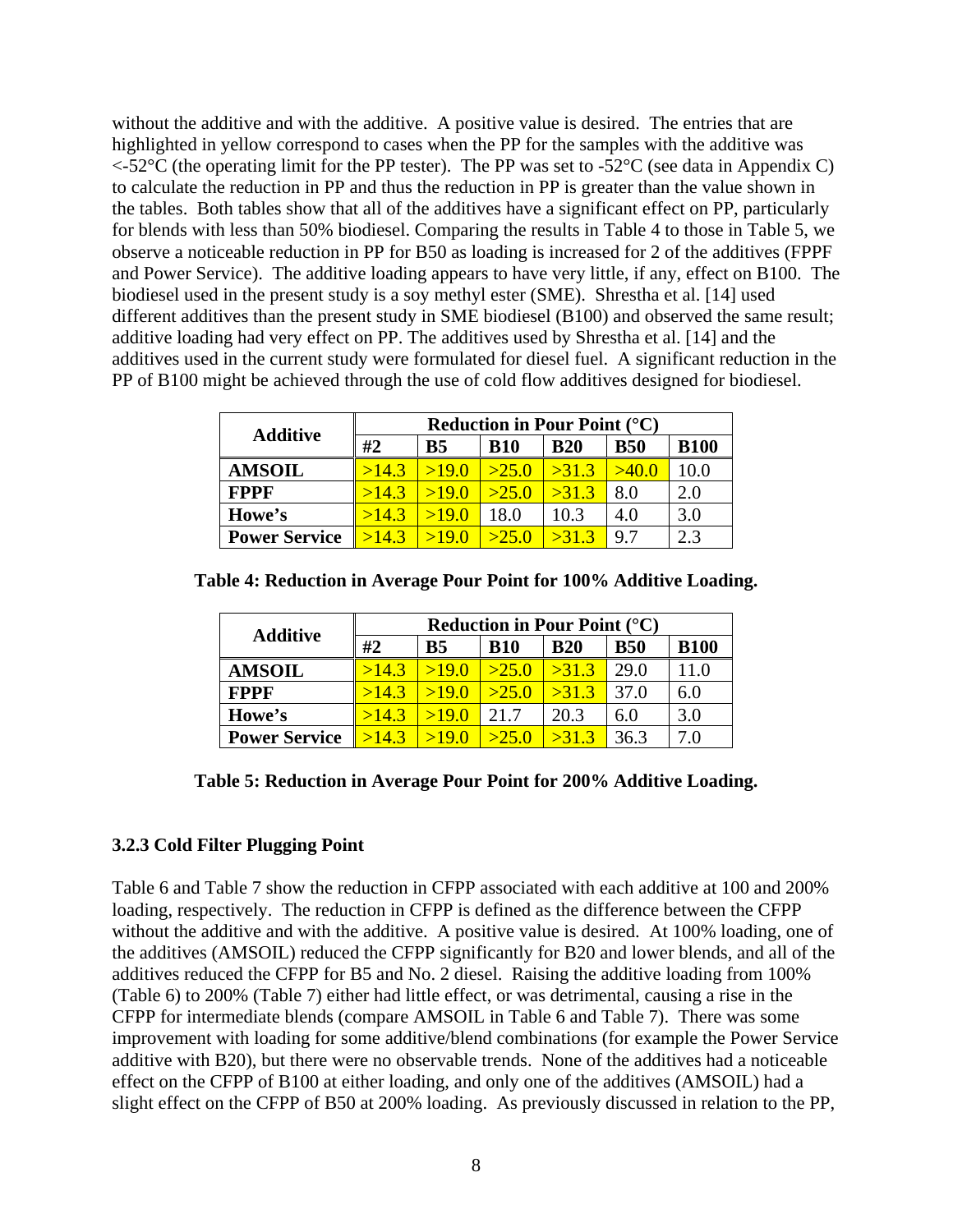without the additive and with the additive. A positive value is desired. The entries that are highlighted in yellow correspond to cases when the PP for the samples with the additive was <-52°C (the operating limit for the PP tester). The PP was set to -52°C (see data in Appendix C) to calculate the reduction in PP and thus the reduction in PP is greater than the value shown in the tables. Both tables show that all of the additives have a significant effect on PP, particularly for blends with less than 50% biodiesel. Comparing the results in Table 4 to those in Table 5, we observe a noticeable reduction in PP for B50 as loading is increased for 2 of the additives (FPPF and Power Service). The additive loading appears to have very little, if any, effect on B100. The biodiesel used in the present study is a soy methyl ester (SME). Shrestha et al. [14] used different additives than the present study in SME biodiesel (B100) and observed the same result; additive loading had very effect on PP. The additives used by Shrestha et al. [14] and the additives used in the current study were formulated for diesel fuel. A significant reduction in the PP of B100 might be achieved through the use of cold flow additives designed for biodiesel.

| Additive | Reduction in Pour Point (°C) | | | | | |
|---|---|---|---|---|---|---|
| | #2 | B5 | B10 | B20 | B50 | B100 |
| **AMSOIL** | >14.3 | >19.0 | >25.0 | >31.3 | >40.0 | 10.0 |
| **FPPF** | >14.3 | >19.0 | >25.0 | >31.3 | 8.0 | 2.0 |
| **Howe's** | >14.3 | >19.0 | 18.0 | 10.3 | 4.0 | 3.0 |
| **Power Service** | >14.3 | >19.0 | >25.0 | >31.3 | 9.7 | 2.3 |

**Table 4: Reduction in Average Pour Point for 100% Additive Loading.**

| Additive | Reduction in Pour Point (°C) | | | | | |
|---|---|---|---|---|---|---|
| | #2 | B5 | B10 | B20 | B50 | B100 |
| **AMSOIL** | >14.3 | >19.0 | >25.0 | >31.3 | 29.0 | 11.0 |
| **FPPF** | >14.3 | >19.0 | >25.0 | >31.3 | 37.0 | 6.0 |
| **Howe's** | >14.3 | >19.0 | 21.7 | 20.3 | 6.0 | 3.0 |
| **Power Service** | >14.3 | >19.0 | >25.0 | >31.3 | 36.3 | 7.0 |

**Table 5: Reduction in Average Pour Point for 200% Additive Loading.**

### 3.2.3 Cold Filter Plugging Point

Table 6 and Table 7 show the reduction in CFPP associated with each additive at 100 and 200% loading, respectively. The reduction in CFPP is defined as the difference between the CFPP without the additive and with the additive. A positive value is desired. At 100% loading, one of the additives (AMSOIL) reduced the CFPP significantly for B20 and lower blends, and all of the additives reduced the CFPP for B5 and No. 2 diesel. Raising the additive loading from 100% (Table 6) to 200% (Table 7) either had little effect, or was detrimental, causing a rise in the CFPP for intermediate blends (compare AMSOIL in Table 6 and Table 7). There was some improvement with loading for some additive/blend combinations (for example the Power Service additive with B20), but there were no observable trends. None of the additives had a noticeable effect on the CFPP of B100 at either loading, and only one of the additives (AMSOIL) had a slight effect on the CFPP of B50 at 200% loading. As previously discussed in relation to the PP,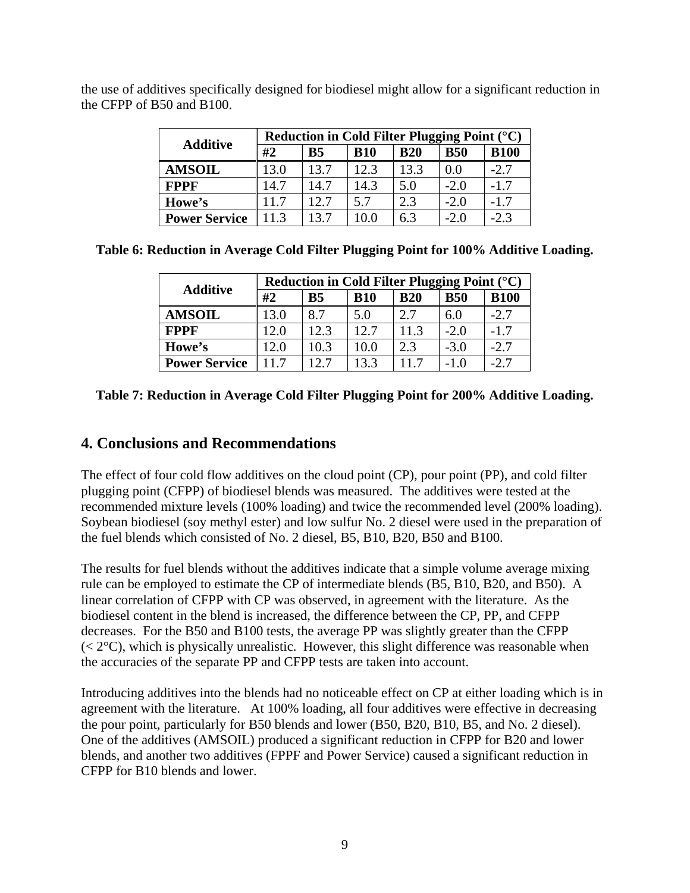the use of additives specifically designed for biodiesel might allow for a significant reduction in the CFPP of B50 and B100.

| Additive | Reduction in Cold Filter Plugging Point (°C) | | | | | |
|---|---|---|---|---|---|---|
| | #2 | B5 | B10 | B20 | B50 | B100 |
| **AMSOIL** | 13.0 | 13.7 | 12.3 | 13.3 | 0.0 | -2.7 |
| **FPPF** | 14.7 | 14.7 | 14.3 | 5.0 | -2.0 | -1.7 |
| **Howe's** | 11.7 | 12.7 | 5.7 | 2.3 | -2.0 | -1.7 |
| **Power Service** | 11.3 | 13.7 | 10.0 | 6.3 | -2.0 | -2.3 |

**Table 6: Reduction in Average Cold Filter Plugging Point for 100% Additive Loading.**

| Additive | Reduction in Cold Filter Plugging Point (°C) | | | | | |
|---|---|---|---|---|---|---|
| | #2 | B5 | B10 | B20 | B50 | B100 |
| **AMSOIL** | 13.0 | 8.7 | 5.0 | 2.7 | 6.0 | -2.7 |
| **FPPF** | 12.0 | 12.3 | 12.7 | 11.3 | -2.0 | -1.7 |
| **Howe's** | 12.0 | 10.3 | 10.0 | 2.3 | -3.0 | -2.7 |
| **Power Service** | 11.7 | 12.7 | 13.3 | 11.7 | -1.0 | -2.7 |

**Table 7: Reduction in Average Cold Filter Plugging Point for 200% Additive Loading.**

## 4. Conclusions and Recommendations

The effect of four cold flow additives on the cloud point (CP), pour point (PP), and cold filter plugging point (CFPP) of biodiesel blends was measured. The additives were tested at the recommended mixture levels (100% loading) and twice the recommended level (200% loading). Soybean biodiesel (soy methyl ester) and low sulfur No. 2 diesel were used in the preparation of the fuel blends which consisted of No. 2 diesel, B5, B10, B20, B50 and B100.

The results for fuel blends without the additives indicate that a simple volume average mixing rule can be employed to estimate the CP of intermediate blends (B5, B10, B20, and B50). A linear correlation of CFPP with CP was observed, in agreement with the literature. As the biodiesel content in the blend is increased, the difference between the CP, PP, and CFPP decreases. For the B50 and B100 tests, the average PP was slightly greater than the CFPP (< 2°C), which is physically unrealistic. However, this slight difference was reasonable when the accuracies of the separate PP and CFPP tests are taken into account.

Introducing additives into the blends had no noticeable effect on CP at either loading which is in agreement with the literature. At 100% loading, all four additives were effective in decreasing the pour point, particularly for B50 blends and lower (B50, B20, B10, B5, and No. 2 diesel). One of the additives (AMSOIL) produced a significant reduction in CFPP for B20 and lower blends, and another two additives (FPPF and Power Service) caused a significant reduction in CFPP for B10 blends and lower.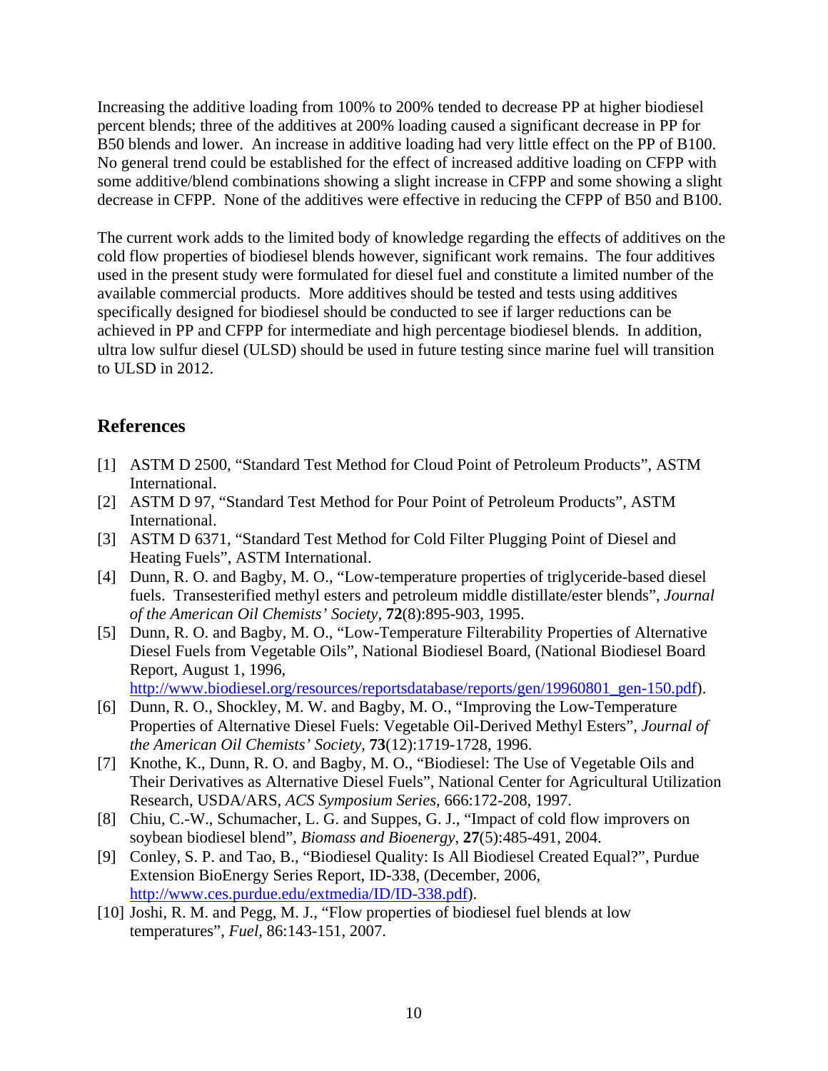Increasing the additive loading from 100% to 200% tended to decrease PP at higher biodiesel percent blends; three of the additives at 200% loading caused a significant decrease in PP for B50 blends and lower. An increase in additive loading had very little effect on the PP of B100. No general trend could be established for the effect of increased additive loading on CFPP with some additive/blend combinations showing a slight increase in CFPP and some showing a slight decrease in CFPP. None of the additives were effective in reducing the CFPP of B50 and B100.

The current work adds to the limited body of knowledge regarding the effects of additives on the cold flow properties of biodiesel blends however, significant work remains. The four additives used in the present study were formulated for diesel fuel and constitute a limited number of the available commercial products. More additives should be tested and tests using additives specifically designed for biodiesel should be conducted to see if larger reductions can be achieved in PP and CFPP for intermediate and high percentage biodiesel blends. In addition, ultra low sulfur diesel (ULSD) should be used in future testing since marine fuel will transition to ULSD in 2012.

## References

[1] ASTM D 2500, "Standard Test Method for Cloud Point of Petroleum Products", ASTM International.

[2] ASTM D 97, "Standard Test Method for Pour Point of Petroleum Products", ASTM International.

[3] ASTM D 6371, "Standard Test Method for Cold Filter Plugging Point of Diesel and Heating Fuels", ASTM International.

[4] Dunn, R. O. and Bagby, M. O., "Low-temperature properties of triglyceride-based diesel fuels. Transesterified methyl esters and petroleum middle distillate/ester blends", *Journal of the American Oil Chemists' Society*, **72**(8):895-903, 1995.

[5] Dunn, R. O. and Bagby, M. O., "Low-Temperature Filterability Properties of Alternative Diesel Fuels from Vegetable Oils", National Biodiesel Board, (National Biodiesel Board Report, August 1, 1996, http://www.biodiesel.org/resources/reportsdatabase/reports/gen/19960801_gen-150.pdf).

[6] Dunn, R. O., Shockley, M. W. and Bagby, M. O., "Improving the Low-Temperature Properties of Alternative Diesel Fuels: Vegetable Oil-Derived Methyl Esters", *Journal of the American Oil Chemists' Society*, **73**(12):1719-1728, 1996.

[7] Knothe, K., Dunn, R. O. and Bagby, M. O., "Biodiesel: The Use of Vegetable Oils and Their Derivatives as Alternative Diesel Fuels", National Center for Agricultural Utilization Research, USDA/ARS, *ACS Symposium Series*, 666:172-208, 1997.

[8] Chiu, C.-W., Schumacher, L. G. and Suppes, G. J., "Impact of cold flow improvers on soybean biodiesel blend", *Biomass and Bioenergy*, **27**(5):485-491, 2004.

[9] Conley, S. P. and Tao, B., "Biodiesel Quality: Is All Biodiesel Created Equal?", Purdue Extension BioEnergy Series Report, ID-338, (December, 2006, http://www.ces.purdue.edu/extmedia/ID/ID-338.pdf).

[10] Joshi, R. M. and Pegg, M. J., "Flow properties of biodiesel fuel blends at low temperatures", *Fuel*, 86:143-151, 2007.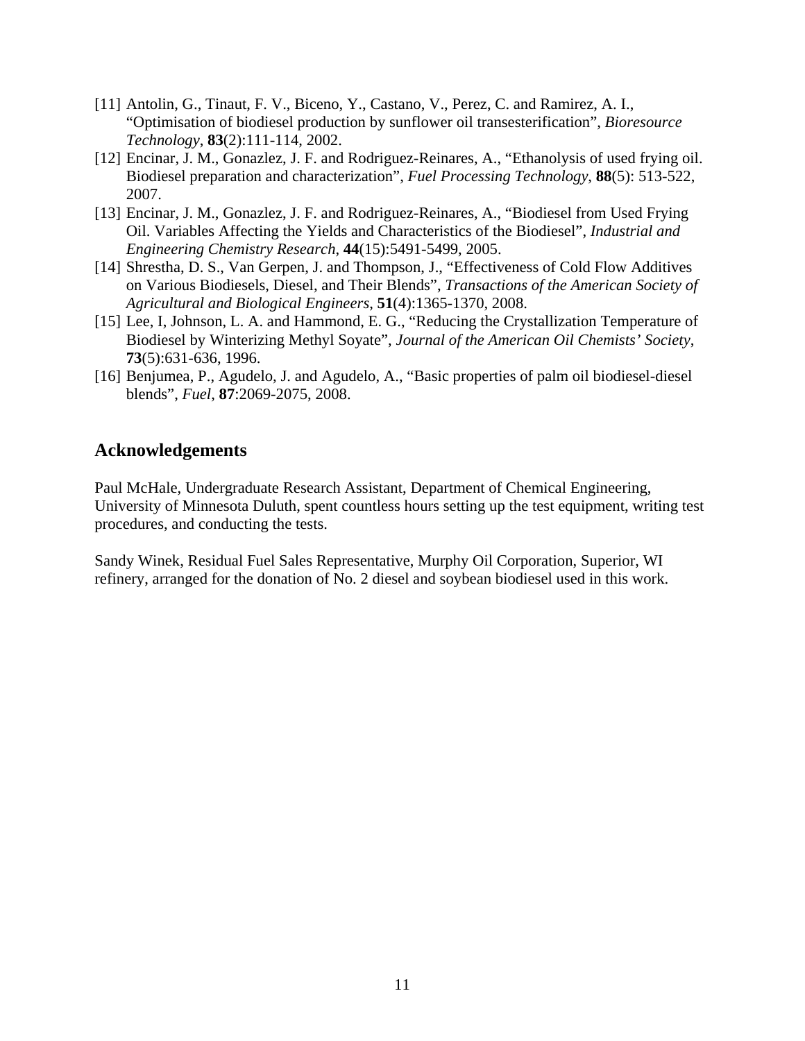[11] Antolin, G., Tinaut, F. V., Biceno, Y., Castano, V., Perez, C. and Ramirez, A. I., "Optimisation of biodiesel production by sunflower oil transesterification", *Bioresource Technology*, **83**(2):111-114, 2002.

[12] Encinar, J. M., Gonazlez, J. F. and Rodriguez-Reinares, A., "Ethanolysis of used frying oil. Biodiesel preparation and characterization", *Fuel Processing Technology*, **88**(5): 513-522, 2007.

[13] Encinar, J. M., Gonazlez, J. F. and Rodriguez-Reinares, A., "Biodiesel from Used Frying Oil. Variables Affecting the Yields and Characteristics of the Biodiesel", *Industrial and Engineering Chemistry Research*, **44**(15):5491-5499, 2005.

[14] Shrestha, D. S., Van Gerpen, J. and Thompson, J., "Effectiveness of Cold Flow Additives on Various Biodiesels, Diesel, and Their Blends", *Transactions of the American Society of Agricultural and Biological Engineers*, **51**(4):1365-1370, 2008.

[15] Lee, I, Johnson, L. A. and Hammond, E. G., "Reducing the Crystallization Temperature of Biodiesel by Winterizing Methyl Soyate", *Journal of the American Oil Chemists' Society*, **73**(5):631-636, 1996.

[16] Benjumea, P., Agudelo, J. and Agudelo, A., "Basic properties of palm oil biodiesel-diesel blends", *Fuel*, **87**:2069-2075, 2008.

## Acknowledgements

Paul McHale, Undergraduate Research Assistant, Department of Chemical Engineering, University of Minnesota Duluth, spent countless hours setting up the test equipment, writing test procedures, and conducting the tests.

Sandy Winek, Residual Fuel Sales Representative, Murphy Oil Corporation, Superior, WI refinery, arranged for the donation of No. 2 diesel and soybean biodiesel used in this work.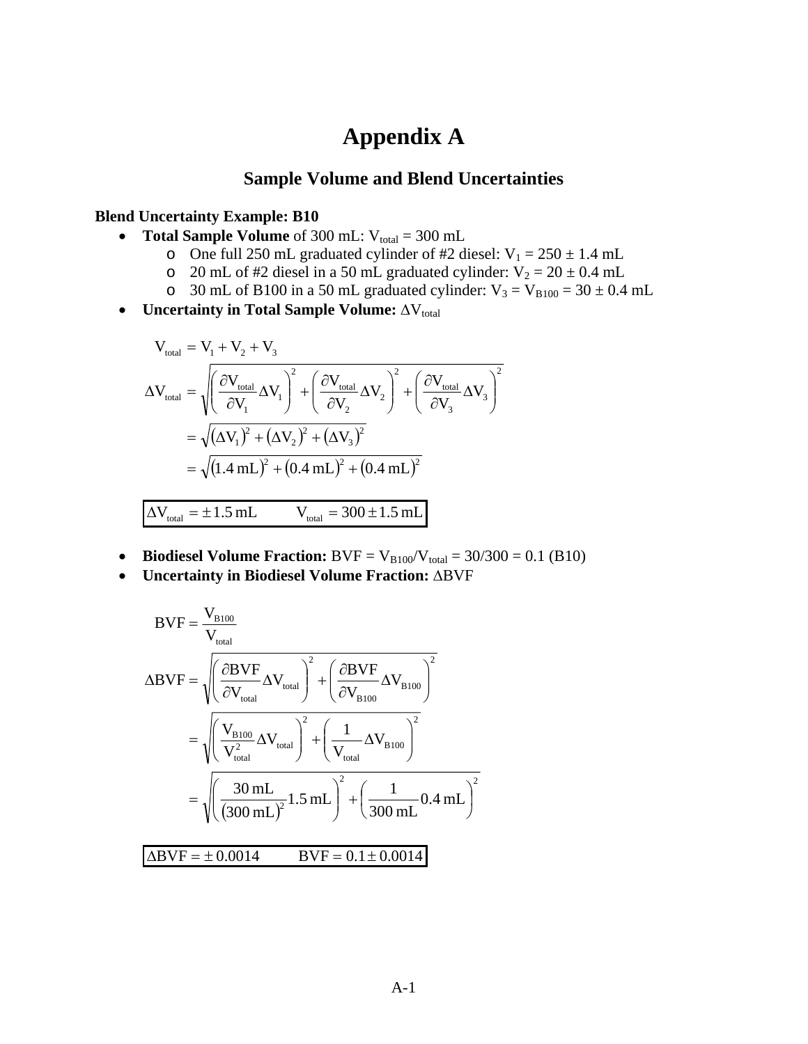# Appendix A

## Sample Volume and Blend Uncertainties

**Blend Uncertainty Example: B10**

- **Total Sample Volume** of 300 mL: $V_{total} = 300$ mL
  - One full 250 mL graduated cylinder of #2 diesel: $V_1 = 250 \pm 1.4$ mL
  - 20 mL of #2 diesel in a 50 mL graduated cylinder: $V_2 = 20 \pm 0.4$ mL
  - 30 mL of B100 in a 50 mL graduated cylinder: $V_3 = V_{B100} = 30 \pm 0.4$ mL
- **Uncertainty in Total Sample Volume:** $\Delta V_{total}$

$$
\begin{aligned}
V_{total} &= V_1 + V_2 + V_3 \\
\Delta V_{total} &= \sqrt{\left(\frac{\partial V_{total}}{\partial V_1}\Delta V_1\right)^2 + \left(\frac{\partial V_{total}}{\partial V_2}\Delta V_2\right)^2 + \left(\frac{\partial V_{total}}{\partial V_3}\Delta V_3\right)^2} \\
&= \sqrt{(\Delta V_1)^2 + (\Delta V_2)^2 + (\Delta V_3)^2} \\
&= \sqrt{(1.4\,\text{mL})^2 + (0.4\,\text{mL})^2 + (0.4\,\text{mL})^2}
\end{aligned}
$$

$$
\boxed{\Delta V_{total} = \pm 1.5\,\text{mL} \qquad V_{total} = 300 \pm 1.5\,\text{mL}}
$$

- **Biodiesel Volume Fraction:** $BVF = V_{B100}/V_{total} = 30/300 = 0.1$ (B10)
- **Uncertainty in Biodiesel Volume Fraction:** $\Delta BVF$

$$
\begin{aligned}
BVF &= \frac{V_{B100}}{V_{total}} \\
\Delta BVF &= \sqrt{\left(\frac{\partial BVF}{\partial V_{total}}\Delta V_{total}\right)^2 + \left(\frac{\partial BVF}{\partial V_{B100}}\Delta V_{B100}\right)^2} \\
&= \sqrt{\left(\frac{V_{B100}}{V_{total}^2}\Delta V_{total}\right)^2 + \left(\frac{1}{V_{total}}\Delta V_{B100}\right)^2} \\
&= \sqrt{\left(\frac{30\,\text{mL}}{(300\,\text{mL})^2}1.5\,\text{mL}\right)^2 + \left(\frac{1}{300\,\text{mL}}0.4\,\text{mL}\right)^2}
\end{aligned}
$$

$$
\boxed{\Delta BVF = \pm 0.0014 \qquad BVF = 0.1 \pm 0.0014}
$$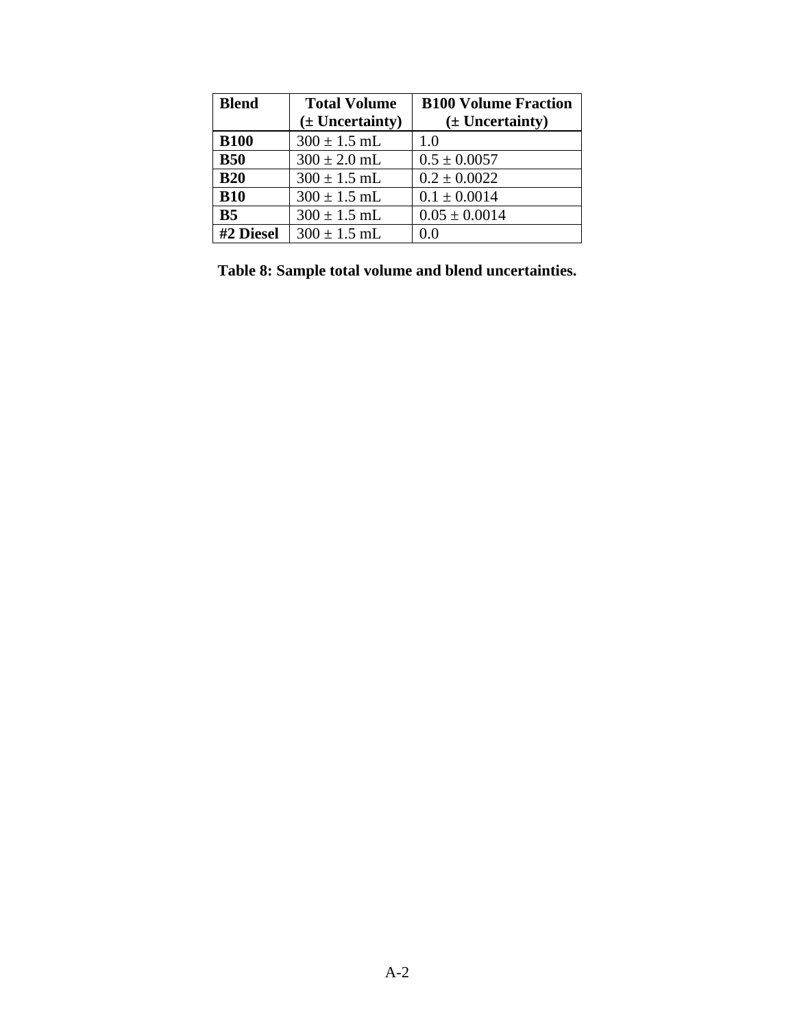| Blend | Total Volume (± Uncertainty) | B100 Volume Fraction (± Uncertainty) |
|---|---|---|
| **B100** | 300 ± 1.5 mL | 1.0 |
| **B50** | 300 ± 2.0 mL | 0.5 ± 0.0057 |
| **B20** | 300 ± 1.5 mL | 0.2 ± 0.0022 |
| **B10** | 300 ± 1.5 mL | 0.1 ± 0.0014 |
| **B5** | 300 ± 1.5 mL | 0.05 ± 0.0014 |
| **#2 Diesel** | 300 ± 1.5 mL | 0.0 |

**Table 8: Sample total volume and blend uncertainties.**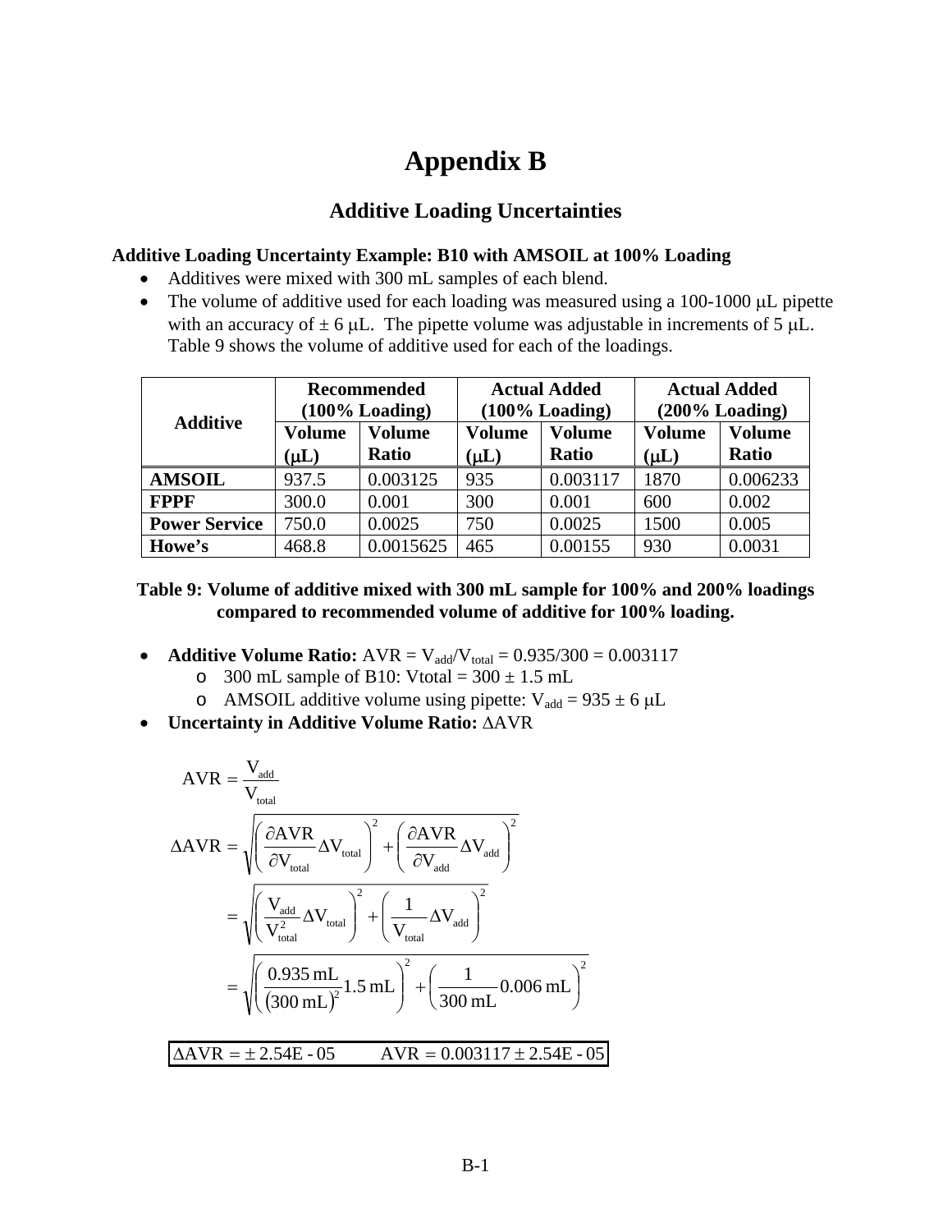# Appendix B

## Additive Loading Uncertainties

**Additive Loading Uncertainty Example: B10 with AMSOIL at 100% Loading**

- Additives were mixed with 300 mL samples of each blend.
- The volume of additive used for each loading was measured using a 100-1000 μL pipette with an accuracy of ± 6 μL. The pipette volume was adjustable in increments of 5 μL. Table 9 shows the volume of additive used for each of the loadings.

| Additive | Recommended (100% Loading) | | Actual Added (100% Loading) | | Actual Added (200% Loading) | |
|---|---|---|---|---|---|---|
| | Volume (μL) | Volume Ratio | Volume (μL) | Volume Ratio | Volume (μL) | Volume Ratio |
| **AMSOIL** | 937.5 | 0.003125 | 935 | 0.003117 | 1870 | 0.006233 |
| **FPPF** | 300.0 | 0.001 | 300 | 0.001 | 600 | 0.002 |
| **Power Service** | 750.0 | 0.0025 | 750 | 0.0025 | 1500 | 0.005 |
| **Howe's** | 468.8 | 0.0015625 | 465 | 0.00155 | 930 | 0.0031 |

**Table 9: Volume of additive mixed with 300 mL sample for 100% and 200% loadings compared to recommended volume of additive for 100% loading.**

- **Additive Volume Ratio:** AVR = $V_{add}/V_{total}$ = 0.935/300 = 0.003117
  - 300 mL sample of B10: Vtotal = 300 ± 1.5 mL
  - AMSOIL additive volume using pipette: $V_{add}$ = 935 ± 6 μL
- **Uncertainty in Additive Volume Ratio:** ΔAVR

$$\mathrm{AVR} = \frac{V_{add}}{V_{total}}$$

$$\Delta\mathrm{AVR} = \sqrt{\left(\frac{\partial \mathrm{AVR}}{\partial V_{total}}\Delta V_{total}\right)^2 + \left(\frac{\partial \mathrm{AVR}}{\partial V_{add}}\Delta V_{add}\right)^2}$$

$$= \sqrt{\left(\frac{V_{add}}{V_{total}^2}\Delta V_{total}\right)^2 + \left(\frac{1}{V_{total}}\Delta V_{add}\right)^2}$$

$$= \sqrt{\left(\frac{0.935\,\mathrm{mL}}{(300\,\mathrm{mL})^2}1.5\,\mathrm{mL}\right)^2 + \left(\frac{1}{300\,\mathrm{mL}}0.006\,\mathrm{mL}\right)^2}$$

$$\Delta\mathrm{AVR} = \pm\, 2.54\mathrm{E}\text{-}05 \qquad \mathrm{AVR} = 0.003117 \pm 2.54\mathrm{E}\text{-}05$$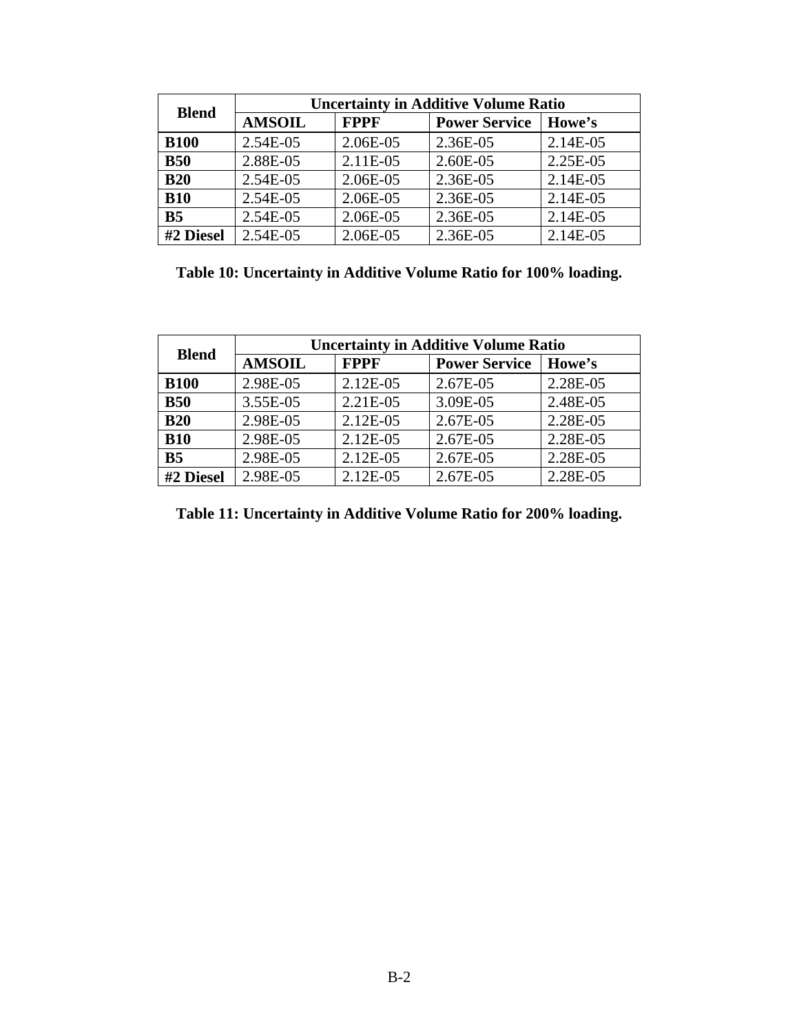| Blend | Uncertainty in Additive Volume Ratio | | | |
|---|---|---|---|---|
| | **AMSOIL** | **FPPF** | **Power Service** | **Howe's** |
| **B100** | 2.54E-05 | 2.06E-05 | 2.36E-05 | 2.14E-05 |
| **B50** | 2.88E-05 | 2.11E-05 | 2.60E-05 | 2.25E-05 |
| **B20** | 2.54E-05 | 2.06E-05 | 2.36E-05 | 2.14E-05 |
| **B10** | 2.54E-05 | 2.06E-05 | 2.36E-05 | 2.14E-05 |
| **B5** | 2.54E-05 | 2.06E-05 | 2.36E-05 | 2.14E-05 |
| **#2 Diesel** | 2.54E-05 | 2.06E-05 | 2.36E-05 | 2.14E-05 |

**Table 10: Uncertainty in Additive Volume Ratio for 100% loading.**

| Blend | Uncertainty in Additive Volume Ratio | | | |
|---|---|---|---|---|
| | **AMSOIL** | **FPPF** | **Power Service** | **Howe's** |
| **B100** | 2.98E-05 | 2.12E-05 | 2.67E-05 | 2.28E-05 |
| **B50** | 3.55E-05 | 2.21E-05 | 3.09E-05 | 2.48E-05 |
| **B20** | 2.98E-05 | 2.12E-05 | 2.67E-05 | 2.28E-05 |
| **B10** | 2.98E-05 | 2.12E-05 | 2.67E-05 | 2.28E-05 |
| **B5** | 2.98E-05 | 2.12E-05 | 2.67E-05 | 2.28E-05 |
| **#2 Diesel** | 2.98E-05 | 2.12E-05 | 2.67E-05 | 2.28E-05 |

**Table 11: Uncertainty in Additive Volume Ratio for 200% loading.**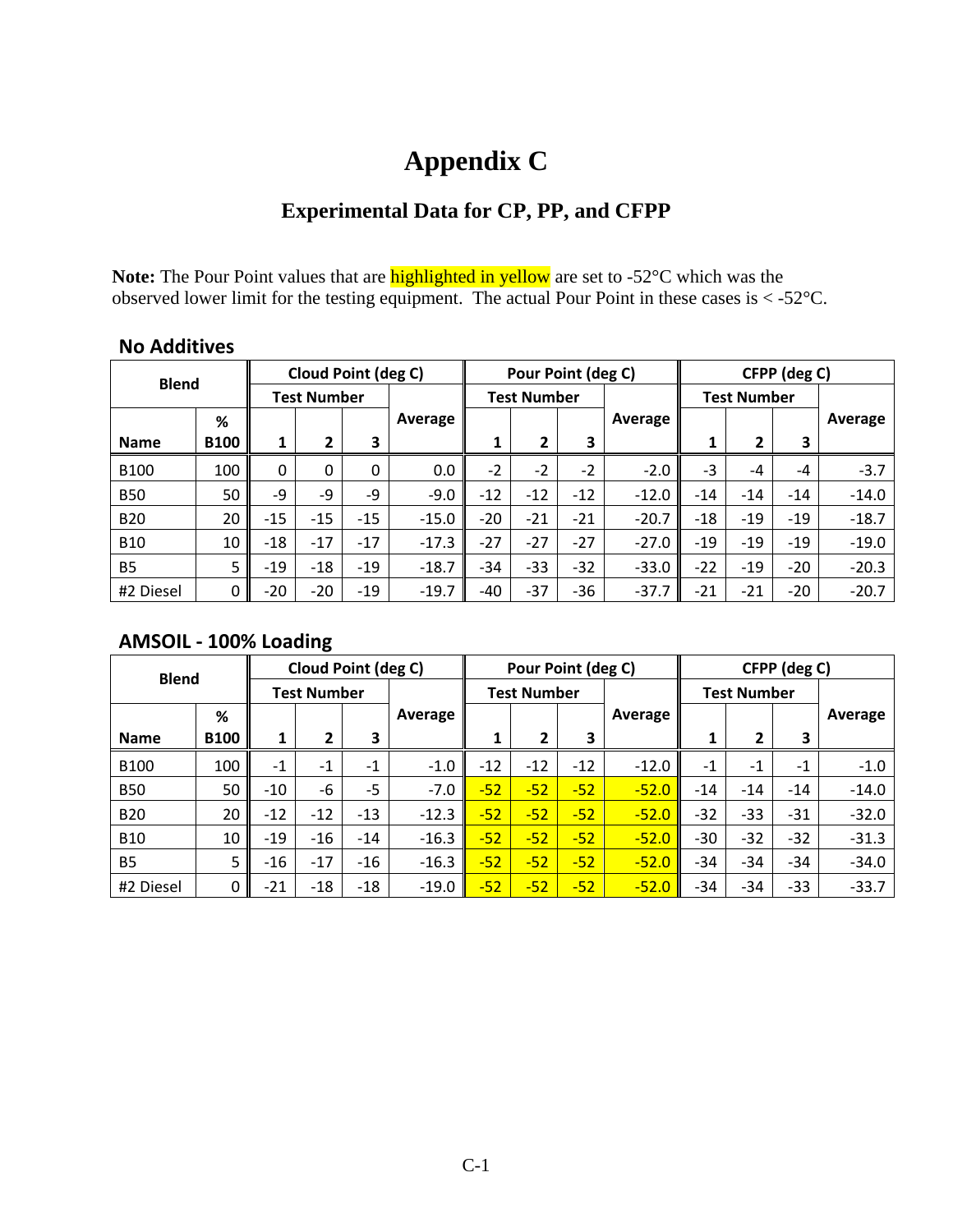# Appendix C

## Experimental Data for CP, PP, and CFPP

**Note:** The Pour Point values that are highlighted in yellow are set to -52°C which was the observed lower limit for the testing equipment. The actual Pour Point in these cases is < -52°C.

### No Additives

| Blend | | Cloud Point (deg C) | | | | Pour Point (deg C) | | | | CFPP (deg C) | | | |
|---|---|---|---|---|---|---|---|---|---|---|---|---|---|
| | | Test Number | | | Average | Test Number | | | Average | Test Number | | | Average |
| Name | % B100 | 1 | 2 | 3 | | 1 | 2 | 3 | | 1 | 2 | 3 | |
| B100 | 100 | 0 | 0 | 0 | 0.0 | -2 | -2 | -2 | -2.0 | -3 | -4 | -4 | -3.7 |
| B50 | 50 | -9 | -9 | -9 | -9.0 | -12 | -12 | -12 | -12.0 | -14 | -14 | -14 | -14.0 |
| B20 | 20 | -15 | -15 | -15 | -15.0 | -20 | -21 | -21 | -20.7 | -18 | -19 | -19 | -18.7 |
| B10 | 10 | -18 | -17 | -17 | -17.3 | -27 | -27 | -27 | -27.0 | -19 | -19 | -19 | -19.0 |
| B5 | 5 | -19 | -18 | -19 | -18.7 | -34 | -33 | -32 | -33.0 | -22 | -19 | -20 | -20.3 |
| #2 Diesel | 0 | -20 | -20 | -19 | -19.7 | -40 | -37 | -36 | -37.7 | -21 | -21 | -20 | -20.7 |

### AMSOIL - 100% Loading

| Blend | | Cloud Point (deg C) | | | | Pour Point (deg C) | | | | CFPP (deg C) | | | |
|---|---|---|---|---|---|---|---|---|---|---|---|---|---|
| | | Test Number | | | Average | Test Number | | | Average | Test Number | | | Average |
| Name | % B100 | 1 | 2 | 3 | | 1 | 2 | 3 | | 1 | 2 | 3 | |
| B100 | 100 | -1 | -1 | -1 | -1.0 | -12 | -12 | -12 | -12.0 | -1 | -1 | -1 | -1.0 |
| B50 | 50 | -10 | -6 | -5 | -7.0 | -52 | -52 | -52 | -52.0 | -14 | -14 | -14 | -14.0 |
| B20 | 20 | -12 | -12 | -13 | -12.3 | -52 | -52 | -52 | -52.0 | -32 | -33 | -31 | -32.0 |
| B10 | 10 | -19 | -16 | -14 | -16.3 | -52 | -52 | -52 | -52.0 | -30 | -32 | -32 | -31.3 |
| B5 | 5 | -16 | -17 | -16 | -16.3 | -52 | -52 | -52 | -52.0 | -34 | -34 | -34 | -34.0 |
| #2 Diesel | 0 | -21 | -18 | -18 | -19.0 | -52 | -52 | -52 | -52.0 | -34 | -34 | -33 | -33.7 |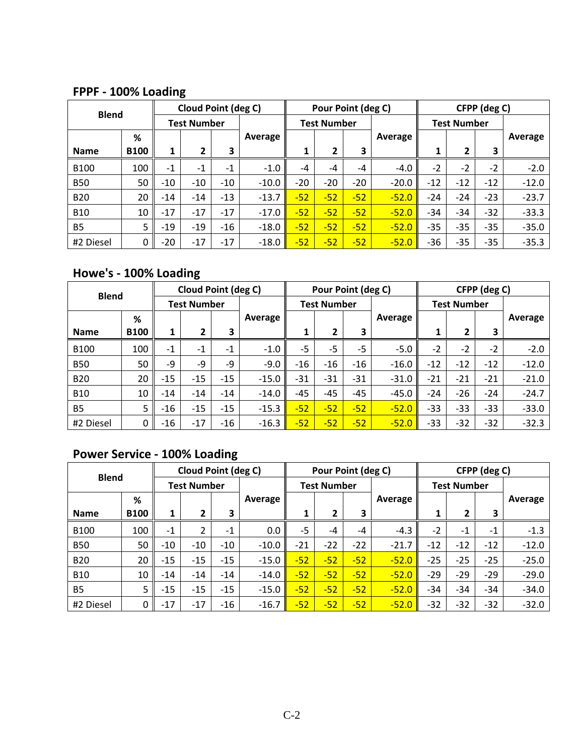## FPPF - 100% Loading

| Blend | | Cloud Point (deg C) | | | | Pour Point (deg C) | | | | CFPP (deg C) | | | |
|---|---|---|---|---|---|---|---|---|---|---|---|---|---|
| | | Test Number | | | Average | Test Number | | | Average | Test Number | | | Average |
| Name | % B100 | 1 | 2 | 3 | | 1 | 2 | 3 | | 1 | 2 | 3 | |
| B100 | 100 | -1 | -1 | -1 | -1.0 | -4 | -4 | -4 | -4.0 | -2 | -2 | -2 | -2.0 |
| B50 | 50 | -10 | -10 | -10 | -10.0 | -20 | -20 | -20 | -20.0 | -12 | -12 | -12 | -12.0 |
| B20 | 20 | -14 | -14 | -13 | -13.7 | -52 | -52 | -52 | -52.0 | -24 | -24 | -23 | -23.7 |
| B10 | 10 | -17 | -17 | -17 | -17.0 | -52 | -52 | -52 | -52.0 | -34 | -34 | -32 | -33.3 |
| B5 | 5 | -19 | -19 | -16 | -18.0 | -52 | -52 | -52 | -52.0 | -35 | -35 | -35 | -35.0 |
| #2 Diesel | 0 | -20 | -17 | -17 | -18.0 | -52 | -52 | -52 | -52.0 | -36 | -35 | -35 | -35.3 |

## Howe's - 100% Loading

| Blend | | Cloud Point (deg C) | | | | Pour Point (deg C) | | | | CFPP (deg C) | | | |
|---|---|---|---|---|---|---|---|---|---|---|---|---|---|
| | | Test Number | | | Average | Test Number | | | Average | Test Number | | | Average |
| Name | % B100 | 1 | 2 | 3 | | 1 | 2 | 3 | | 1 | 2 | 3 | |
| B100 | 100 | -1 | -1 | -1 | -1.0 | -5 | -5 | -5 | -5.0 | -2 | -2 | -2 | -2.0 |
| B50 | 50 | -9 | -9 | -9 | -9.0 | -16 | -16 | -16 | -16.0 | -12 | -12 | -12 | -12.0 |
| B20 | 20 | -15 | -15 | -15 | -15.0 | -31 | -31 | -31 | -31.0 | -21 | -21 | -21 | -21.0 |
| B10 | 10 | -14 | -14 | -14 | -14.0 | -45 | -45 | -45 | -45.0 | -24 | -26 | -24 | -24.7 |
| B5 | 5 | -16 | -15 | -15 | -15.3 | -52 | -52 | -52 | -52.0 | -33 | -33 | -33 | -33.0 |
| #2 Diesel | 0 | -16 | -17 | -16 | -16.3 | -52 | -52 | -52 | -52.0 | -33 | -32 | -32 | -32.3 |

## Power Service - 100% Loading

| Blend | | Cloud Point (deg C) | | | | Pour Point (deg C) | | | | CFPP (deg C) | | | |
|---|---|---|---|---|---|---|---|---|---|---|---|---|---|
| | | Test Number | | | Average | Test Number | | | Average | Test Number | | | Average |
| Name | % B100 | 1 | 2 | 3 | | 1 | 2 | 3 | | 1 | 2 | 3 | |
| B100 | 100 | -1 | 2 | -1 | 0.0 | -5 | -4 | -4 | -4.3 | -2 | -1 | -1 | -1.3 |
| B50 | 50 | -10 | -10 | -10 | -10.0 | -21 | -22 | -22 | -21.7 | -12 | -12 | -12 | -12.0 |
| B20 | 20 | -15 | -15 | -15 | -15.0 | -52 | -52 | -52 | -52.0 | -25 | -25 | -25 | -25.0 |
| B10 | 10 | -14 | -14 | -14 | -14.0 | -52 | -52 | -52 | -52.0 | -29 | -29 | -29 | -29.0 |
| B5 | 5 | -15 | -15 | -15 | -15.0 | -52 | -52 | -52 | -52.0 | -34 | -34 | -34 | -34.0 |
| #2 Diesel | 0 | -17 | -17 | -16 | -16.7 | -52 | -52 | -52 | -52.0 | -32 | -32 | -32 | -32.0 |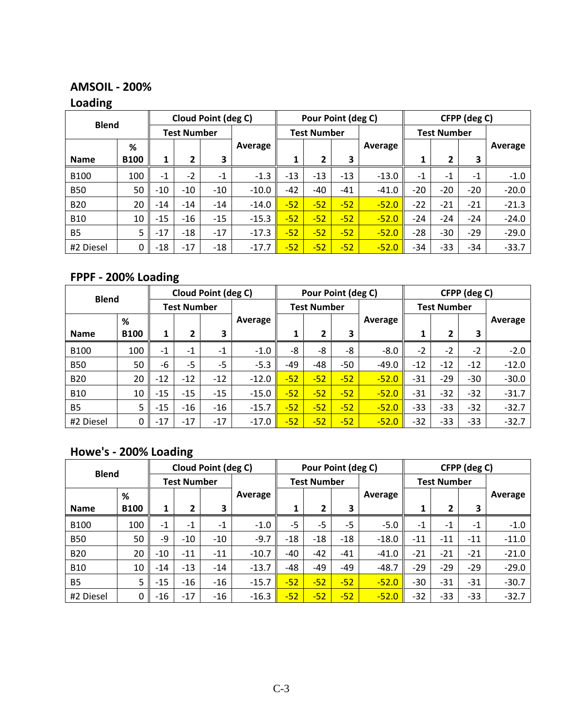## AMSOIL - 200% Loading

| Blend | | Cloud Point (deg C) | | | | Pour Point (deg C) | | | | CFPP (deg C) | | | |
|---|---|---|---|---|---|---|---|---|---|---|---|---|---|
| | | Test Number | | | Average | Test Number | | | Average | Test Number | | | Average |
| Name | % B100 | 1 | 2 | 3 | | 1 | 2 | 3 | | 1 | 2 | 3 | |
| B100 | 100 | -1 | -2 | -1 | -1.3 | -13 | -13 | -13 | -13.0 | -1 | -1 | -1 | -1.0 |
| B50 | 50 | -10 | -10 | -10 | -10.0 | -42 | -40 | -41 | -41.0 | -20 | -20 | -20 | -20.0 |
| B20 | 20 | -14 | -14 | -14 | -14.0 | -52 | -52 | -52 | -52.0 | -22 | -21 | -21 | -21.3 |
| B10 | 10 | -15 | -16 | -15 | -15.3 | -52 | -52 | -52 | -52.0 | -24 | -24 | -24 | -24.0 |
| B5 | 5 | -17 | -18 | -17 | -17.3 | -52 | -52 | -52 | -52.0 | -28 | -30 | -29 | -29.0 |
| #2 Diesel | 0 | -18 | -17 | -18 | -17.7 | -52 | -52 | -52 | -52.0 | -34 | -33 | -34 | -33.7 |

## FPPF - 200% Loading

| Blend | | Cloud Point (deg C) | | | | Pour Point (deg C) | | | | CFPP (deg C) | | | |
|---|---|---|---|---|---|---|---|---|---|---|---|---|---|
| | | Test Number | | | Average | Test Number | | | Average | Test Number | | | Average |
| Name | % B100 | 1 | 2 | 3 | | 1 | 2 | 3 | | 1 | 2 | 3 | |
| B100 | 100 | -1 | -1 | -1 | -1.0 | -8 | -8 | -8 | -8.0 | -2 | -2 | -2 | -2.0 |
| B50 | 50 | -6 | -5 | -5 | -5.3 | -49 | -48 | -50 | -49.0 | -12 | -12 | -12 | -12.0 |
| B20 | 20 | -12 | -12 | -12 | -12.0 | -52 | -52 | -52 | -52.0 | -31 | -29 | -30 | -30.0 |
| B10 | 10 | -15 | -15 | -15 | -15.0 | -52 | -52 | -52 | -52.0 | -31 | -32 | -32 | -31.7 |
| B5 | 5 | -15 | -16 | -16 | -15.7 | -52 | -52 | -52 | -52.0 | -33 | -33 | -32 | -32.7 |
| #2 Diesel | 0 | -17 | -17 | -17 | -17.0 | -52 | -52 | -52 | -52.0 | -32 | -33 | -33 | -32.7 |

## Howe's - 200% Loading

| Blend | | Cloud Point (deg C) | | | | Pour Point (deg C) | | | | CFPP (deg C) | | | |
|---|---|---|---|---|---|---|---|---|---|---|---|---|---|
| | | Test Number | | | Average | Test Number | | | Average | Test Number | | | Average |
| Name | % B100 | 1 | 2 | 3 | | 1 | 2 | 3 | | 1 | 2 | 3 | |
| B100 | 100 | -1 | -1 | -1 | -1.0 | -5 | -5 | -5 | -5.0 | -1 | -1 | -1 | -1.0 |
| B50 | 50 | -9 | -10 | -10 | -9.7 | -18 | -18 | -18 | -18.0 | -11 | -11 | -11 | -11.0 |
| B20 | 20 | -10 | -11 | -11 | -10.7 | -40 | -42 | -41 | -41.0 | -21 | -21 | -21 | -21.0 |
| B10 | 10 | -14 | -13 | -14 | -13.7 | -48 | -49 | -49 | -48.7 | -29 | -29 | -29 | -29.0 |
| B5 | 5 | -15 | -16 | -16 | -15.7 | -52 | -52 | -52 | -52.0 | -30 | -31 | -31 | -30.7 |
| #2 Diesel | 0 | -16 | -17 | -16 | -16.3 | -52 | -52 | -52 | -52.0 | -32 | -33 | -33 | -32.7 |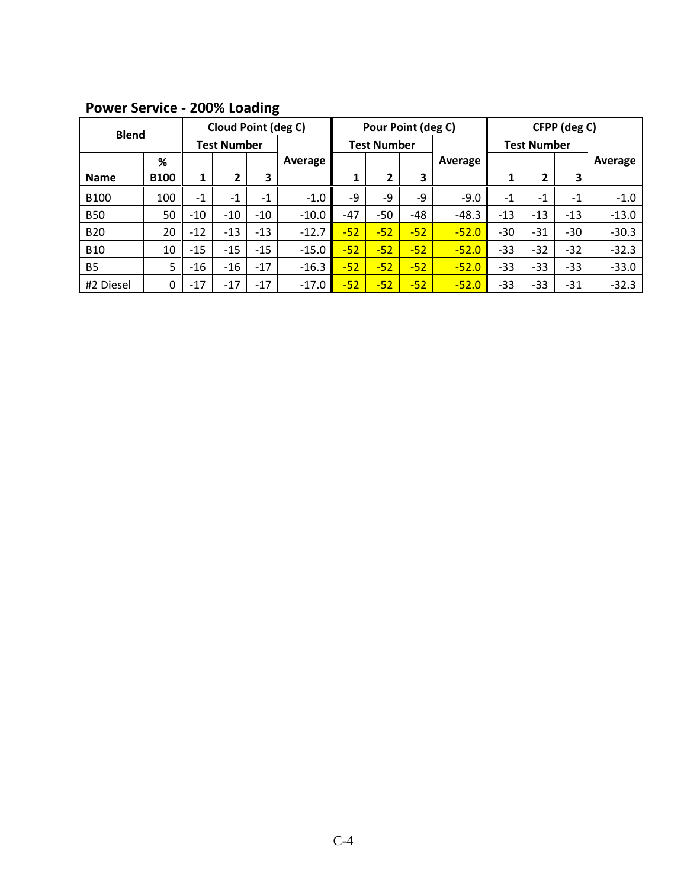## Power Service - 200% Loading

| Blend | | Cloud Point (deg C) | | | | Pour Point (deg C) | | | | CFPP (deg C) | | | |
|---|---|---|---|---|---|---|---|---|---|---|---|---|---|
| | | Test Number | | | Average | Test Number | | | Average | Test Number | | | Average |
| Name | % B100 | 1 | 2 | 3 | | 1 | 2 | 3 | | 1 | 2 | 3 | |
| B100 | 100 | -1 | -1 | -1 | -1.0 | -9 | -9 | -9 | -9.0 | -1 | -1 | -1 | -1.0 |
| B50 | 50 | -10 | -10 | -10 | -10.0 | -47 | -50 | -48 | -48.3 | -13 | -13 | -13 | -13.0 |
| B20 | 20 | -12 | -13 | -13 | -12.7 | -52 | -52 | -52 | -52.0 | -30 | -31 | -30 | -30.3 |
| B10 | 10 | -15 | -15 | -15 | -15.0 | -52 | -52 | -52 | -52.0 | -33 | -32 | -32 | -32.3 |
| B5 | 5 | -16 | -16 | -17 | -16.3 | -52 | -52 | -52 | -52.0 | -33 | -33 | -33 | -33.0 |
| #2 Diesel | 0 | -17 | -17 | -17 | -17.0 | -52 | -52 | -52 | -52.0 | -33 | -33 | -31 | -32.3 |